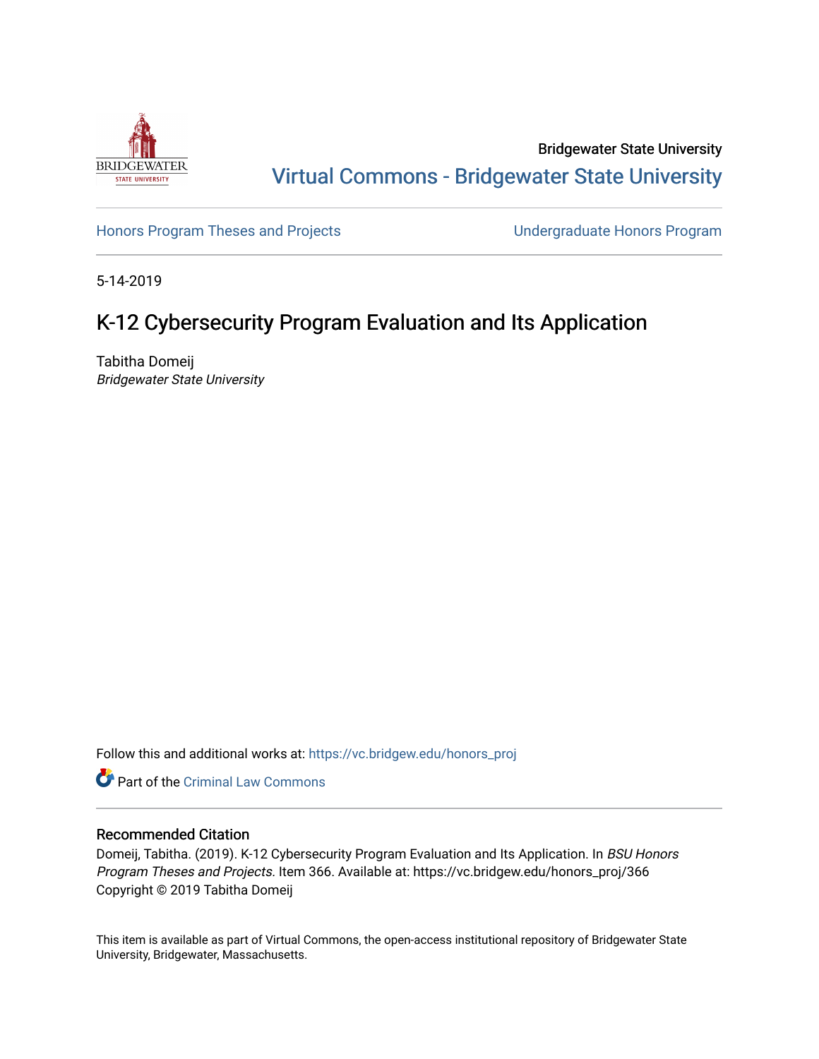Bridgewater State University

Virtual Commons - Bridgewater State University

Honors Program Theses and Projects

Undergraduate Honors Program

5-14-2019

# K-12 Cybersecurity Program Evaluation and Its Application

Tabitha Domeij
*Bridgewater State University*

Follow this and additional works at: https://vc.bridgew.edu/honors_proj

Part of the Criminal Law Commons

## Recommended Citation

Domeij, Tabitha. (2019). K-12 Cybersecurity Program Evaluation and Its Application. In *BSU Honors Program Theses and Projects.* Item 366. Available at: https://vc.bridgew.edu/honors_proj/366
Copyright © 2019 Tabitha Domeij

This item is available as part of Virtual Commons, the open-access institutional repository of Bridgewater State University, Bridgewater, Massachusetts.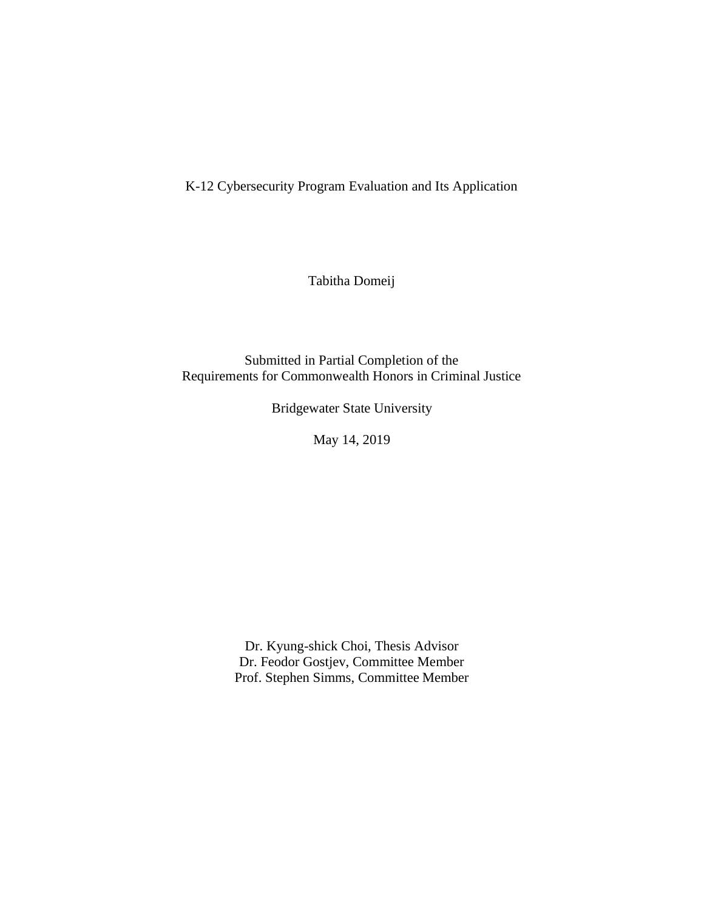# K-12 Cybersecurity Program Evaluation and Its Application

Tabitha Domeij

Submitted in Partial Completion of the
Requirements for Commonwealth Honors in Criminal Justice

Bridgewater State University

May 14, 2019

Dr. Kyung-shick Choi, Thesis Advisor
Dr. Feodor Gostjev, Committee Member
Prof. Stephen Simms, Committee Member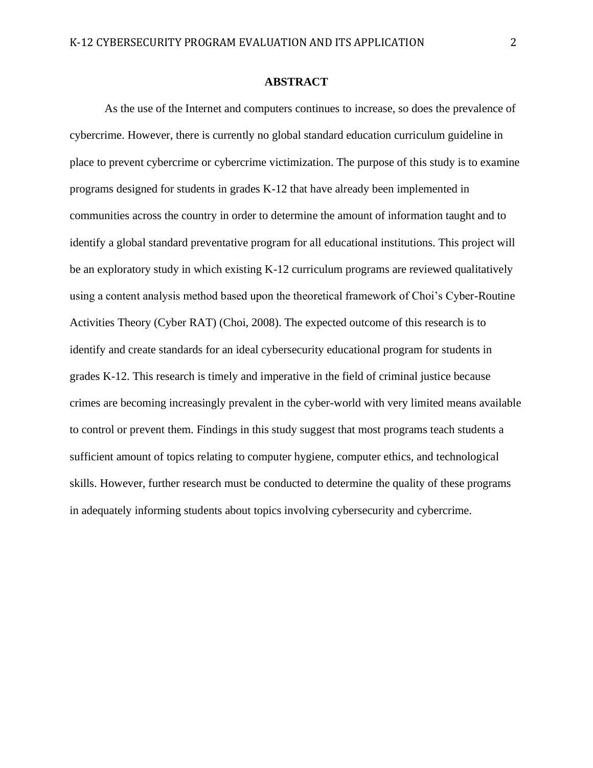## ABSTRACT

As the use of the Internet and computers continues to increase, so does the prevalence of cybercrime. However, there is currently no global standard education curriculum guideline in place to prevent cybercrime or cybercrime victimization. The purpose of this study is to examine programs designed for students in grades K-12 that have already been implemented in communities across the country in order to determine the amount of information taught and to identify a global standard preventative program for all educational institutions. This project will be an exploratory study in which existing K-12 curriculum programs are reviewed qualitatively using a content analysis method based upon the theoretical framework of Choi's Cyber-Routine Activities Theory (Cyber RAT) (Choi, 2008). The expected outcome of this research is to identify and create standards for an ideal cybersecurity educational program for students in grades K-12. This research is timely and imperative in the field of criminal justice because crimes are becoming increasingly prevalent in the cyber-world with very limited means available to control or prevent them. Findings in this study suggest that most programs teach students a sufficient amount of topics relating to computer hygiene, computer ethics, and technological skills. However, further research must be conducted to determine the quality of these programs in adequately informing students about topics involving cybersecurity and cybercrime.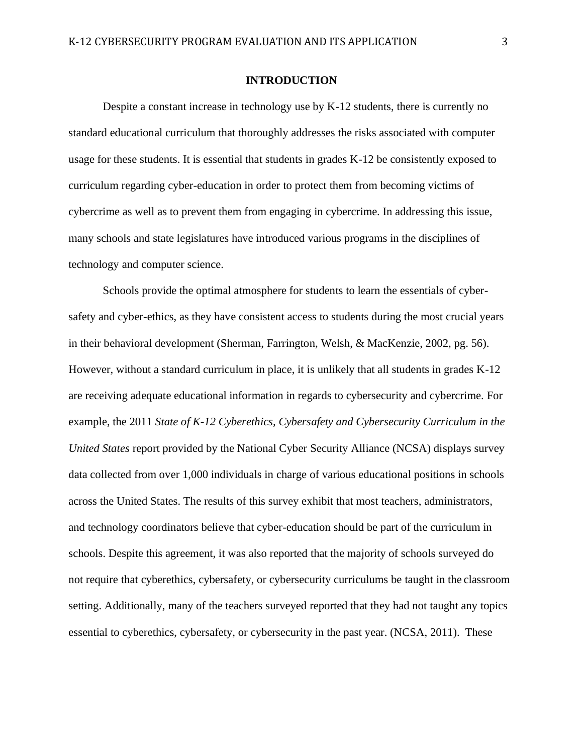# INTRODUCTION

Despite a constant increase in technology use by K-12 students, there is currently no standard educational curriculum that thoroughly addresses the risks associated with computer usage for these students. It is essential that students in grades K-12 be consistently exposed to curriculum regarding cyber-education in order to protect them from becoming victims of cybercrime as well as to prevent them from engaging in cybercrime. In addressing this issue, many schools and state legislatures have introduced various programs in the disciplines of technology and computer science.

Schools provide the optimal atmosphere for students to learn the essentials of cyber-safety and cyber-ethics, as they have consistent access to students during the most crucial years in their behavioral development (Sherman, Farrington, Welsh, & MacKenzie, 2002, pg. 56). However, without a standard curriculum in place, it is unlikely that all students in grades K-12 are receiving adequate educational information in regards to cybersecurity and cybercrime. For example, the 2011 *State of K-12 Cyberethics, Cybersafety and Cybersecurity Curriculum in the United States* report provided by the National Cyber Security Alliance (NCSA) displays survey data collected from over 1,000 individuals in charge of various educational positions in schools across the United States. The results of this survey exhibit that most teachers, administrators, and technology coordinators believe that cyber-education should be part of the curriculum in schools. Despite this agreement, it was also reported that the majority of schools surveyed do not require that cyberethics, cybersafety, or cybersecurity curriculums be taught in the classroom setting. Additionally, many of the teachers surveyed reported that they had not taught any topics essential to cyberethics, cybersafety, or cybersecurity in the past year. (NCSA, 2011). These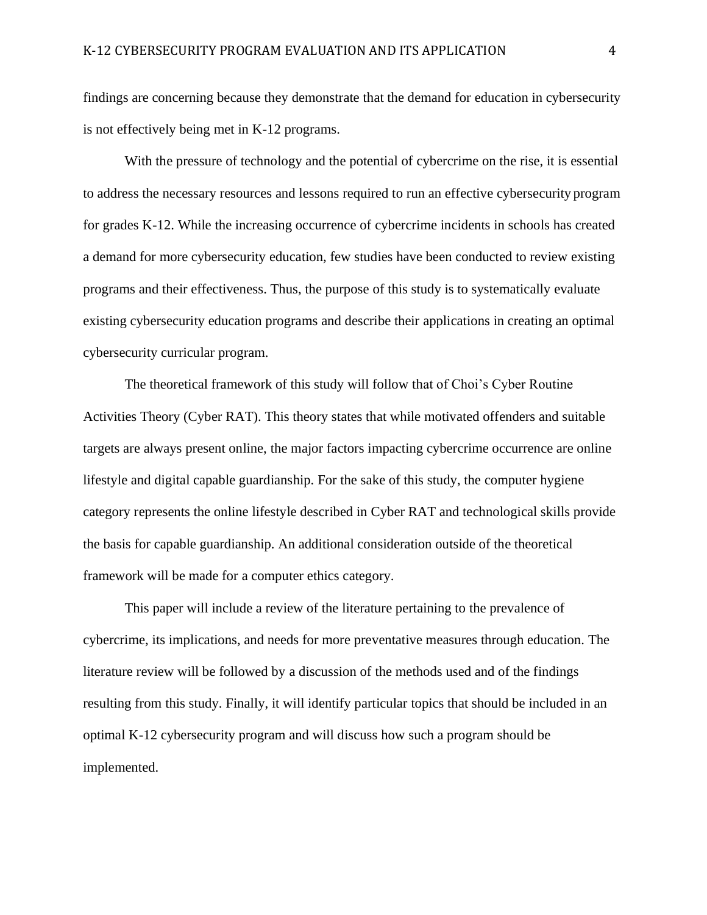findings are concerning because they demonstrate that the demand for education in cybersecurity is not effectively being met in K-12 programs.

With the pressure of technology and the potential of cybercrime on the rise, it is essential to address the necessary resources and lessons required to run an effective cybersecurity program for grades K-12. While the increasing occurrence of cybercrime incidents in schools has created a demand for more cybersecurity education, few studies have been conducted to review existing programs and their effectiveness. Thus, the purpose of this study is to systematically evaluate existing cybersecurity education programs and describe their applications in creating an optimal cybersecurity curricular program.

The theoretical framework of this study will follow that of Choi's Cyber Routine Activities Theory (Cyber RAT). This theory states that while motivated offenders and suitable targets are always present online, the major factors impacting cybercrime occurrence are online lifestyle and digital capable guardianship. For the sake of this study, the computer hygiene category represents the online lifestyle described in Cyber RAT and technological skills provide the basis for capable guardianship. An additional consideration outside of the theoretical framework will be made for a computer ethics category.

This paper will include a review of the literature pertaining to the prevalence of cybercrime, its implications, and needs for more preventative measures through education. The literature review will be followed by a discussion of the methods used and of the findings resulting from this study. Finally, it will identify particular topics that should be included in an optimal K-12 cybersecurity program and will discuss how such a program should be implemented.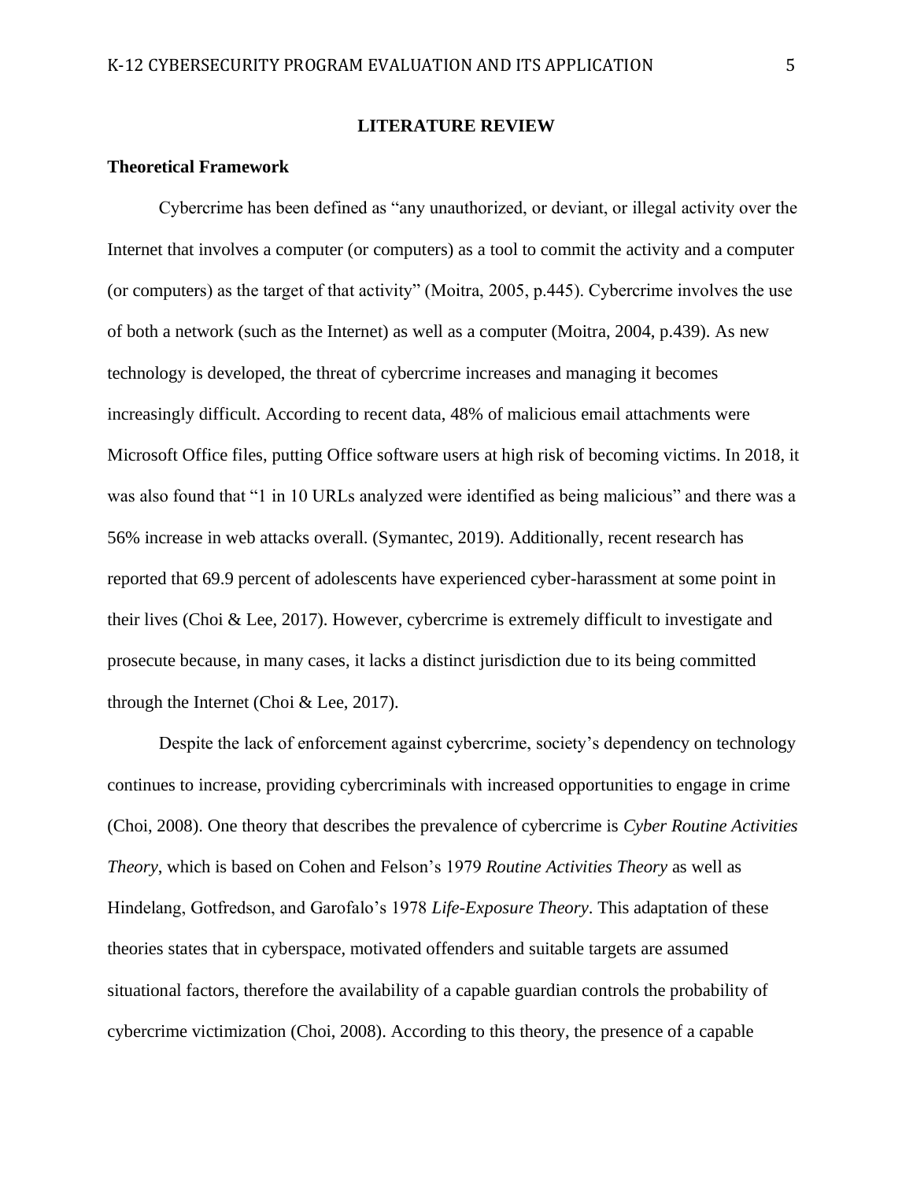## LITERATURE REVIEW

### Theoretical Framework

Cybercrime has been defined as "any unauthorized, or deviant, or illegal activity over the Internet that involves a computer (or computers) as a tool to commit the activity and a computer (or computers) as the target of that activity" (Moitra, 2005, p.445). Cybercrime involves the use of both a network (such as the Internet) as well as a computer (Moitra, 2004, p.439). As new technology is developed, the threat of cybercrime increases and managing it becomes increasingly difficult. According to recent data, 48% of malicious email attachments were Microsoft Office files, putting Office software users at high risk of becoming victims. In 2018, it was also found that "1 in 10 URLs analyzed were identified as being malicious" and there was a 56% increase in web attacks overall. (Symantec, 2019). Additionally, recent research has reported that 69.9 percent of adolescents have experienced cyber-harassment at some point in their lives (Choi & Lee, 2017). However, cybercrime is extremely difficult to investigate and prosecute because, in many cases, it lacks a distinct jurisdiction due to its being committed through the Internet (Choi & Lee, 2017).

Despite the lack of enforcement against cybercrime, society's dependency on technology continues to increase, providing cybercriminals with increased opportunities to engage in crime (Choi, 2008). One theory that describes the prevalence of cybercrime is *Cyber Routine Activities Theory*, which is based on Cohen and Felson's 1979 *Routine Activities Theory* as well as Hindelang, Gotfredson, and Garofalo's 1978 *Life-Exposure Theory*. This adaptation of these theories states that in cyberspace, motivated offenders and suitable targets are assumed situational factors, therefore the availability of a capable guardian controls the probability of cybercrime victimization (Choi, 2008). According to this theory, the presence of a capable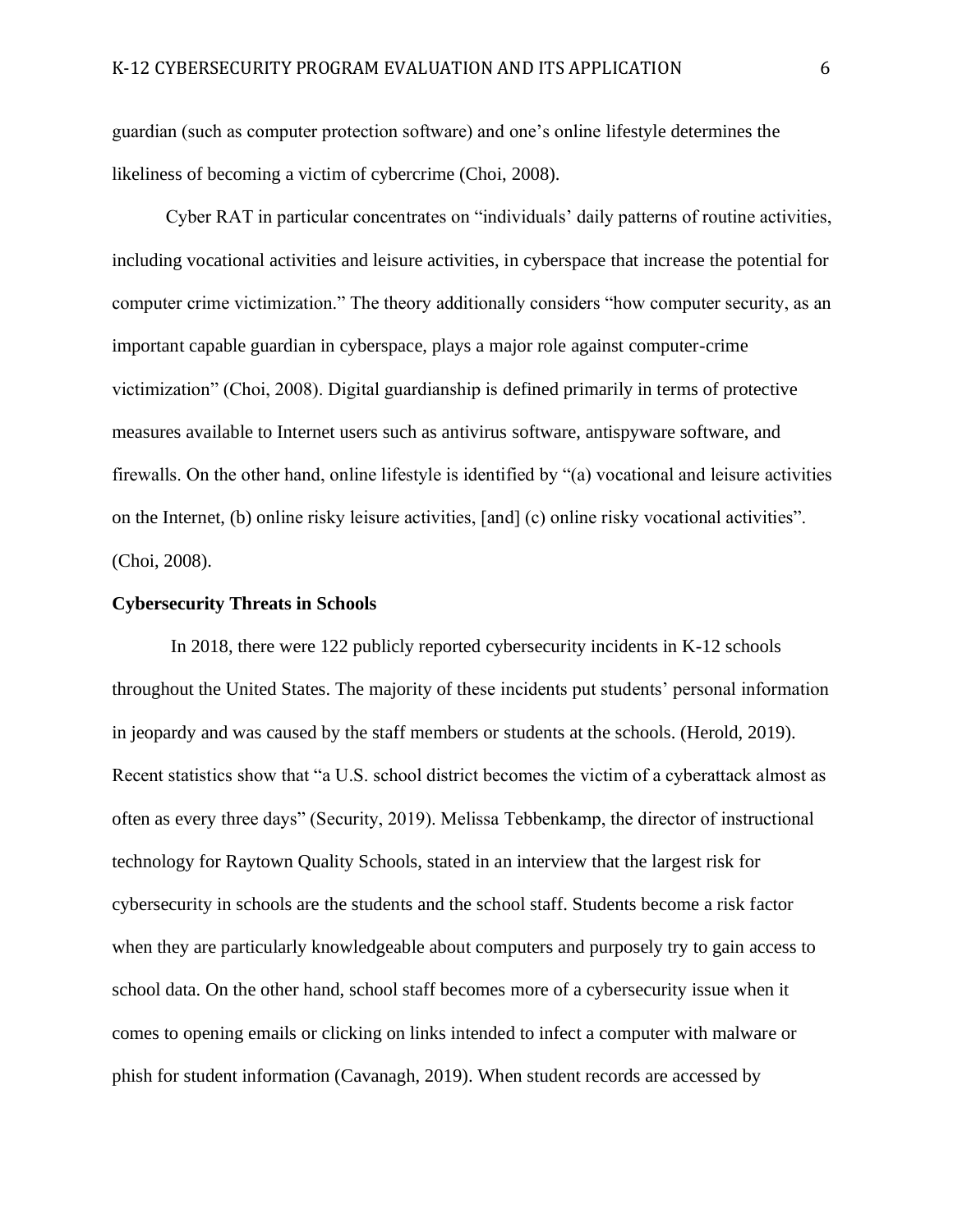guardian (such as computer protection software) and one's online lifestyle determines the likeliness of becoming a victim of cybercrime (Choi, 2008).

Cyber RAT in particular concentrates on "individuals' daily patterns of routine activities, including vocational activities and leisure activities, in cyberspace that increase the potential for computer crime victimization." The theory additionally considers "how computer security, as an important capable guardian in cyberspace, plays a major role against computer-crime victimization" (Choi, 2008). Digital guardianship is defined primarily in terms of protective measures available to Internet users such as antivirus software, antispyware software, and firewalls. On the other hand, online lifestyle is identified by "(a) vocational and leisure activities on the Internet, (b) online risky leisure activities, [and] (c) online risky vocational activities". (Choi, 2008).

**Cybersecurity Threats in Schools**

In 2018, there were 122 publicly reported cybersecurity incidents in K-12 schools throughout the United States. The majority of these incidents put students' personal information in jeopardy and was caused by the staff members or students at the schools. (Herold, 2019). Recent statistics show that "a U.S. school district becomes the victim of a cyberattack almost as often as every three days" (Security, 2019). Melissa Tebbenkamp, the director of instructional technology for Raytown Quality Schools, stated in an interview that the largest risk for cybersecurity in schools are the students and the school staff. Students become a risk factor when they are particularly knowledgeable about computers and purposely try to gain access to school data. On the other hand, school staff becomes more of a cybersecurity issue when it comes to opening emails or clicking on links intended to infect a computer with malware or phish for student information (Cavanagh, 2019). When student records are accessed by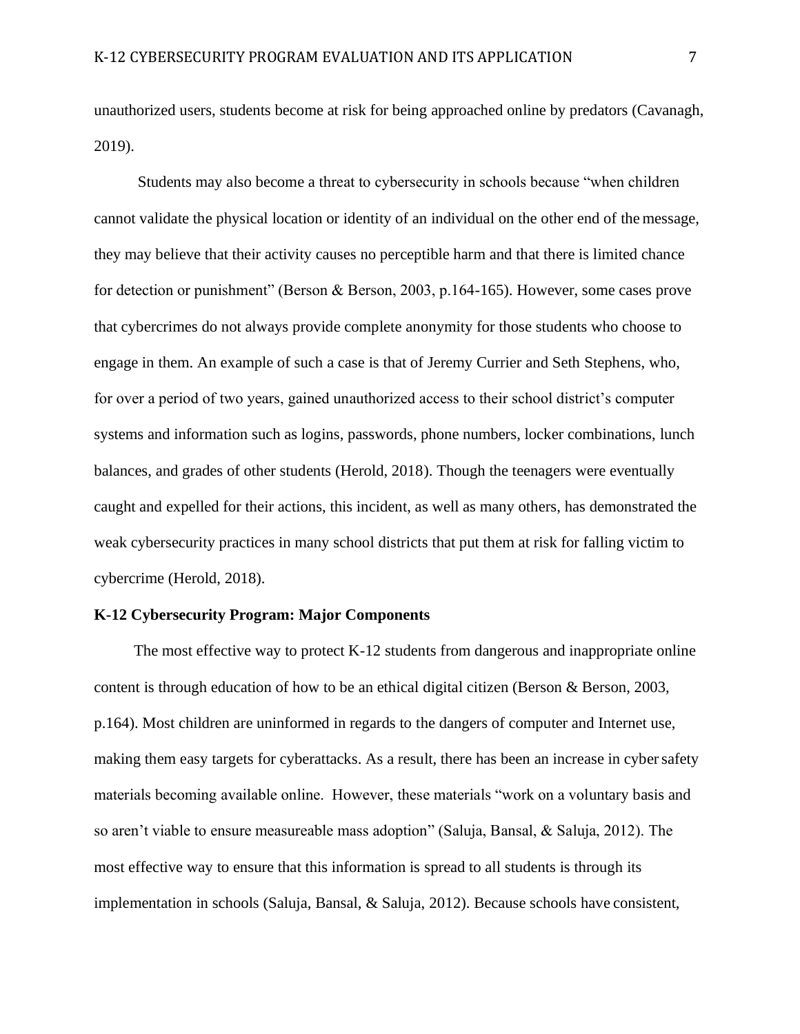unauthorized users, students become at risk for being approached online by predators (Cavanagh, 2019).

Students may also become a threat to cybersecurity in schools because "when children cannot validate the physical location or identity of an individual on the other end of the message, they may believe that their activity causes no perceptible harm and that there is limited chance for detection or punishment" (Berson & Berson, 2003, p.164-165). However, some cases prove that cybercrimes do not always provide complete anonymity for those students who choose to engage in them. An example of such a case is that of Jeremy Currier and Seth Stephens, who, for over a period of two years, gained unauthorized access to their school district's computer systems and information such as logins, passwords, phone numbers, locker combinations, lunch balances, and grades of other students (Herold, 2018). Though the teenagers were eventually caught and expelled for their actions, this incident, as well as many others, has demonstrated the weak cybersecurity practices in many school districts that put them at risk for falling victim to cybercrime (Herold, 2018).

## K-12 Cybersecurity Program: Major Components

The most effective way to protect K-12 students from dangerous and inappropriate online content is through education of how to be an ethical digital citizen (Berson & Berson, 2003, p.164). Most children are uninformed in regards to the dangers of computer and Internet use, making them easy targets for cyberattacks. As a result, there has been an increase in cyber safety materials becoming available online. However, these materials "work on a voluntary basis and so aren't viable to ensure measureable mass adoption" (Saluja, Bansal, & Saluja, 2012). The most effective way to ensure that this information is spread to all students is through its implementation in schools (Saluja, Bansal, & Saluja, 2012). Because schools have consistent,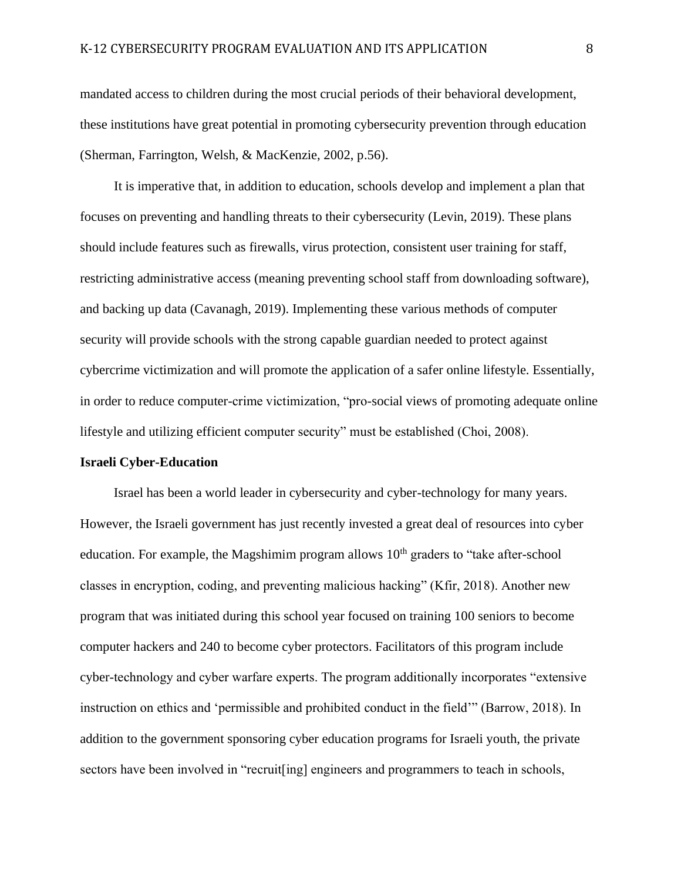mandated access to children during the most crucial periods of their behavioral development, these institutions have great potential in promoting cybersecurity prevention through education (Sherman, Farrington, Welsh, & MacKenzie, 2002, p.56).

It is imperative that, in addition to education, schools develop and implement a plan that focuses on preventing and handling threats to their cybersecurity (Levin, 2019). These plans should include features such as firewalls, virus protection, consistent user training for staff, restricting administrative access (meaning preventing school staff from downloading software), and backing up data (Cavanagh, 2019). Implementing these various methods of computer security will provide schools with the strong capable guardian needed to protect against cybercrime victimization and will promote the application of a safer online lifestyle. Essentially, in order to reduce computer-crime victimization, "pro-social views of promoting adequate online lifestyle and utilizing efficient computer security" must be established (Choi, 2008).

**Israeli Cyber-Education**

Israel has been a world leader in cybersecurity and cyber-technology for many years. However, the Israeli government has just recently invested a great deal of resources into cyber education. For example, the Magshimim program allows 10th graders to "take after-school classes in encryption, coding, and preventing malicious hacking" (Kfir, 2018). Another new program that was initiated during this school year focused on training 100 seniors to become computer hackers and 240 to become cyber protectors. Facilitators of this program include cyber-technology and cyber warfare experts. The program additionally incorporates "extensive instruction on ethics and 'permissible and prohibited conduct in the field'" (Barrow, 2018). In addition to the government sponsoring cyber education programs for Israeli youth, the private sectors have been involved in "recruit[ing] engineers and programmers to teach in schools,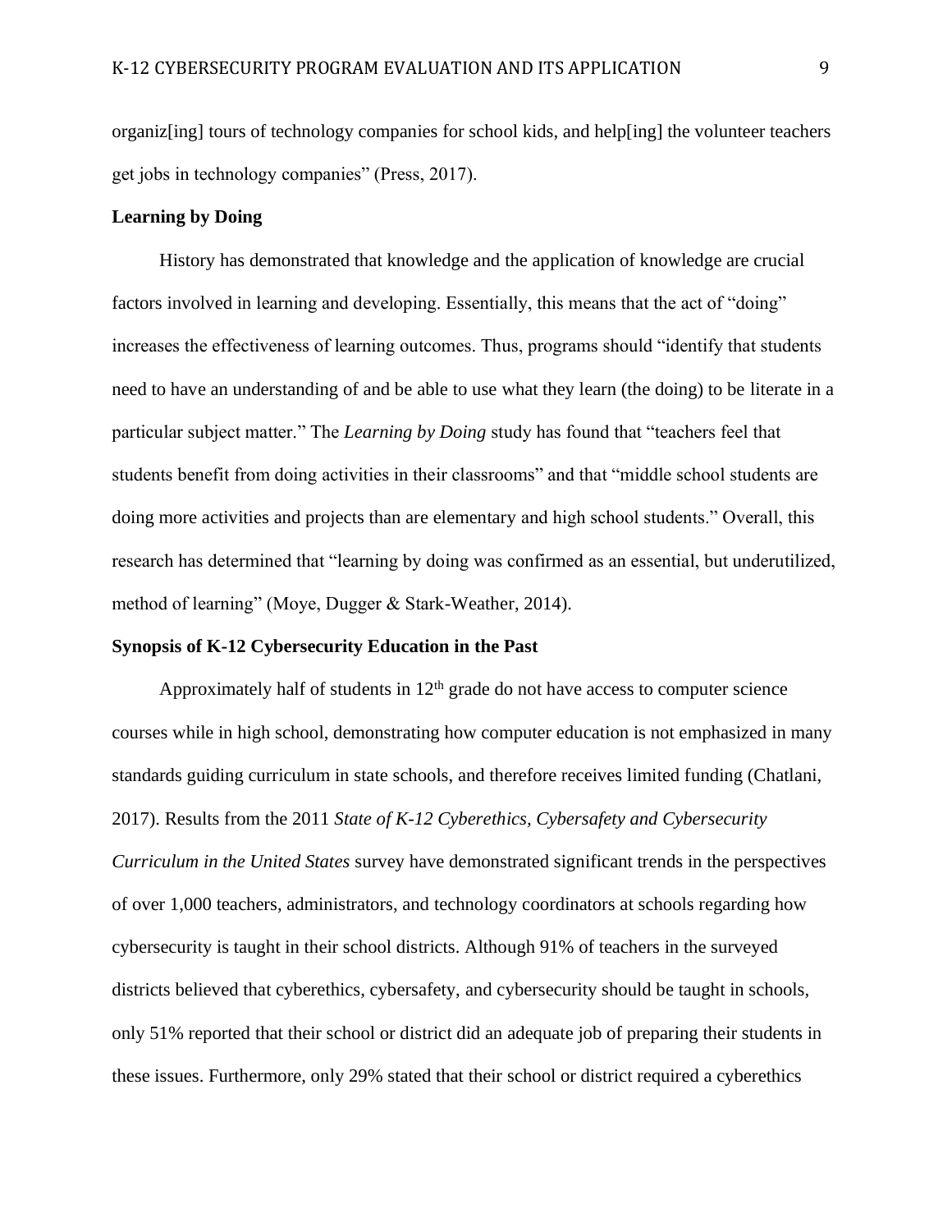organiz[ing] tours of technology companies for school kids, and help[ing] the volunteer teachers get jobs in technology companies" (Press, 2017).

**Learning by Doing**

History has demonstrated that knowledge and the application of knowledge are crucial factors involved in learning and developing. Essentially, this means that the act of "doing" increases the effectiveness of learning outcomes. Thus, programs should "identify that students need to have an understanding of and be able to use what they learn (the doing) to be literate in a particular subject matter." The *Learning by Doing* study has found that "teachers feel that students benefit from doing activities in their classrooms" and that "middle school students are doing more activities and projects than are elementary and high school students." Overall, this research has determined that "learning by doing was confirmed as an essential, but underutilized, method of learning" (Moye, Dugger & Stark-Weather, 2014).

**Synopsis of K-12 Cybersecurity Education in the Past**

Approximately half of students in 12th grade do not have access to computer science courses while in high school, demonstrating how computer education is not emphasized in many standards guiding curriculum in state schools, and therefore receives limited funding (Chatlani, 2017). Results from the 2011 *State of K-12 Cyberethics, Cybersafety and Cybersecurity Curriculum in the United States* survey have demonstrated significant trends in the perspectives of over 1,000 teachers, administrators, and technology coordinators at schools regarding how cybersecurity is taught in their school districts. Although 91% of teachers in the surveyed districts believed that cyberethics, cybersafety, and cybersecurity should be taught in schools, only 51% reported that their school or district did an adequate job of preparing their students in these issues. Furthermore, only 29% stated that their school or district required a cyberethics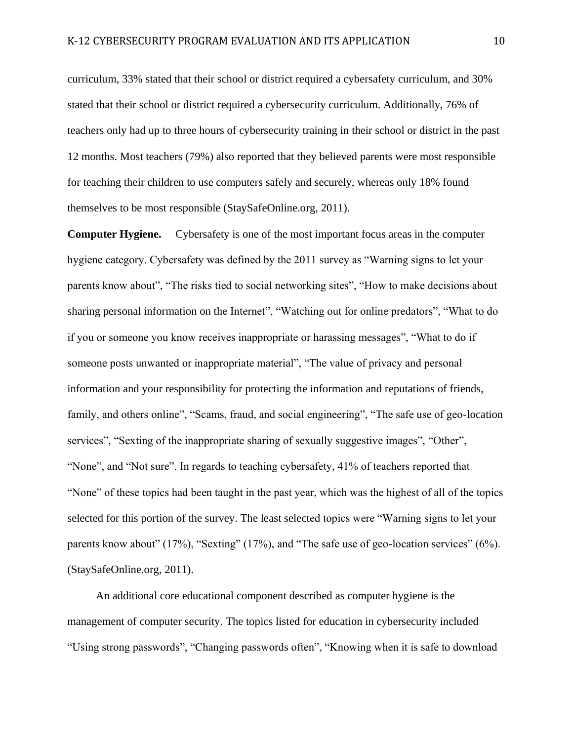curriculum, 33% stated that their school or district required a cybersafety curriculum, and 30% stated that their school or district required a cybersecurity curriculum. Additionally, 76% of teachers only had up to three hours of cybersecurity training in their school or district in the past 12 months. Most teachers (79%) also reported that they believed parents were most responsible for teaching their children to use computers safely and securely, whereas only 18% found themselves to be most responsible (StaySafeOnline.org, 2011).

**Computer Hygiene.** Cybersafety is one of the most important focus areas in the computer hygiene category. Cybersafety was defined by the 2011 survey as "Warning signs to let your parents know about", "The risks tied to social networking sites", "How to make decisions about sharing personal information on the Internet", "Watching out for online predators", "What to do if you or someone you know receives inappropriate or harassing messages", "What to do if someone posts unwanted or inappropriate material", "The value of privacy and personal information and your responsibility for protecting the information and reputations of friends, family, and others online", "Scams, fraud, and social engineering", "The safe use of geo-location services", "Sexting of the inappropriate sharing of sexually suggestive images", "Other", "None", and "Not sure". In regards to teaching cybersafety, 41% of teachers reported that "None" of these topics had been taught in the past year, which was the highest of all of the topics selected for this portion of the survey. The least selected topics were "Warning signs to let your parents know about" (17%), "Sexting" (17%), and "The safe use of geo-location services" (6%). (StaySafeOnline.org, 2011).

An additional core educational component described as computer hygiene is the management of computer security. The topics listed for education in cybersecurity included "Using strong passwords", "Changing passwords often", "Knowing when it is safe to download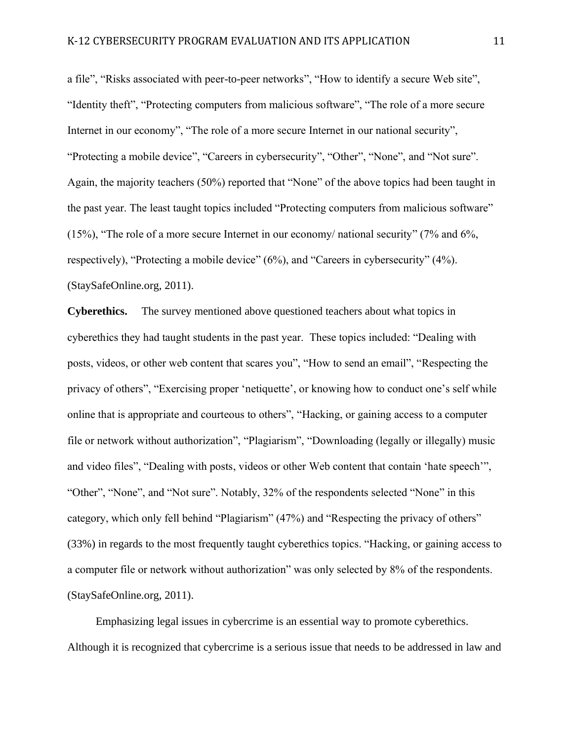a file", "Risks associated with peer-to-peer networks", "How to identify a secure Web site", "Identity theft", "Protecting computers from malicious software", "The role of a more secure Internet in our economy", "The role of a more secure Internet in our national security", "Protecting a mobile device", "Careers in cybersecurity", "Other", "None", and "Not sure". Again, the majority teachers (50%) reported that "None" of the above topics had been taught in the past year. The least taught topics included "Protecting computers from malicious software" (15%), "The role of a more secure Internet in our economy/ national security" (7% and 6%, respectively), "Protecting a mobile device" (6%), and "Careers in cybersecurity" (4%). (StaySafeOnline.org, 2011).

**Cyberethics.** The survey mentioned above questioned teachers about what topics in cyberethics they had taught students in the past year. These topics included: "Dealing with posts, videos, or other web content that scares you", "How to send an email", "Respecting the privacy of others", "Exercising proper 'netiquette', or knowing how to conduct one's self while online that is appropriate and courteous to others", "Hacking, or gaining access to a computer file or network without authorization", "Plagiarism", "Downloading (legally or illegally) music and video files", "Dealing with posts, videos or other Web content that contain 'hate speech'", "Other", "None", and "Not sure". Notably, 32% of the respondents selected "None" in this category, which only fell behind "Plagiarism" (47%) and "Respecting the privacy of others" (33%) in regards to the most frequently taught cyberethics topics. "Hacking, or gaining access to a computer file or network without authorization" was only selected by 8% of the respondents. (StaySafeOnline.org, 2011).

Emphasizing legal issues in cybercrime is an essential way to promote cyberethics. Although it is recognized that cybercrime is a serious issue that needs to be addressed in law and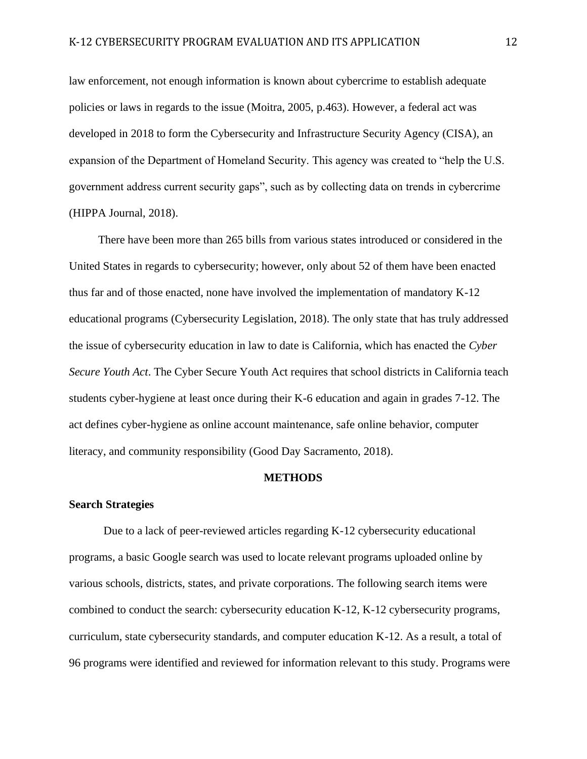law enforcement, not enough information is known about cybercrime to establish adequate policies or laws in regards to the issue (Moitra, 2005, p.463). However, a federal act was developed in 2018 to form the Cybersecurity and Infrastructure Security Agency (CISA), an expansion of the Department of Homeland Security. This agency was created to "help the U.S. government address current security gaps", such as by collecting data on trends in cybercrime (HIPPA Journal, 2018).

There have been more than 265 bills from various states introduced or considered in the United States in regards to cybersecurity; however, only about 52 of them have been enacted thus far and of those enacted, none have involved the implementation of mandatory K-12 educational programs (Cybersecurity Legislation, 2018). The only state that has truly addressed the issue of cybersecurity education in law to date is California, which has enacted the *Cyber Secure Youth Act*. The Cyber Secure Youth Act requires that school districts in California teach students cyber-hygiene at least once during their K-6 education and again in grades 7-12. The act defines cyber-hygiene as online account maintenance, safe online behavior, computer literacy, and community responsibility (Good Day Sacramento, 2018).

## METHODS

### Search Strategies

Due to a lack of peer-reviewed articles regarding K-12 cybersecurity educational programs, a basic Google search was used to locate relevant programs uploaded online by various schools, districts, states, and private corporations. The following search items were combined to conduct the search: cybersecurity education K-12, K-12 cybersecurity programs, curriculum, state cybersecurity standards, and computer education K-12. As a result, a total of 96 programs were identified and reviewed for information relevant to this study. Programs were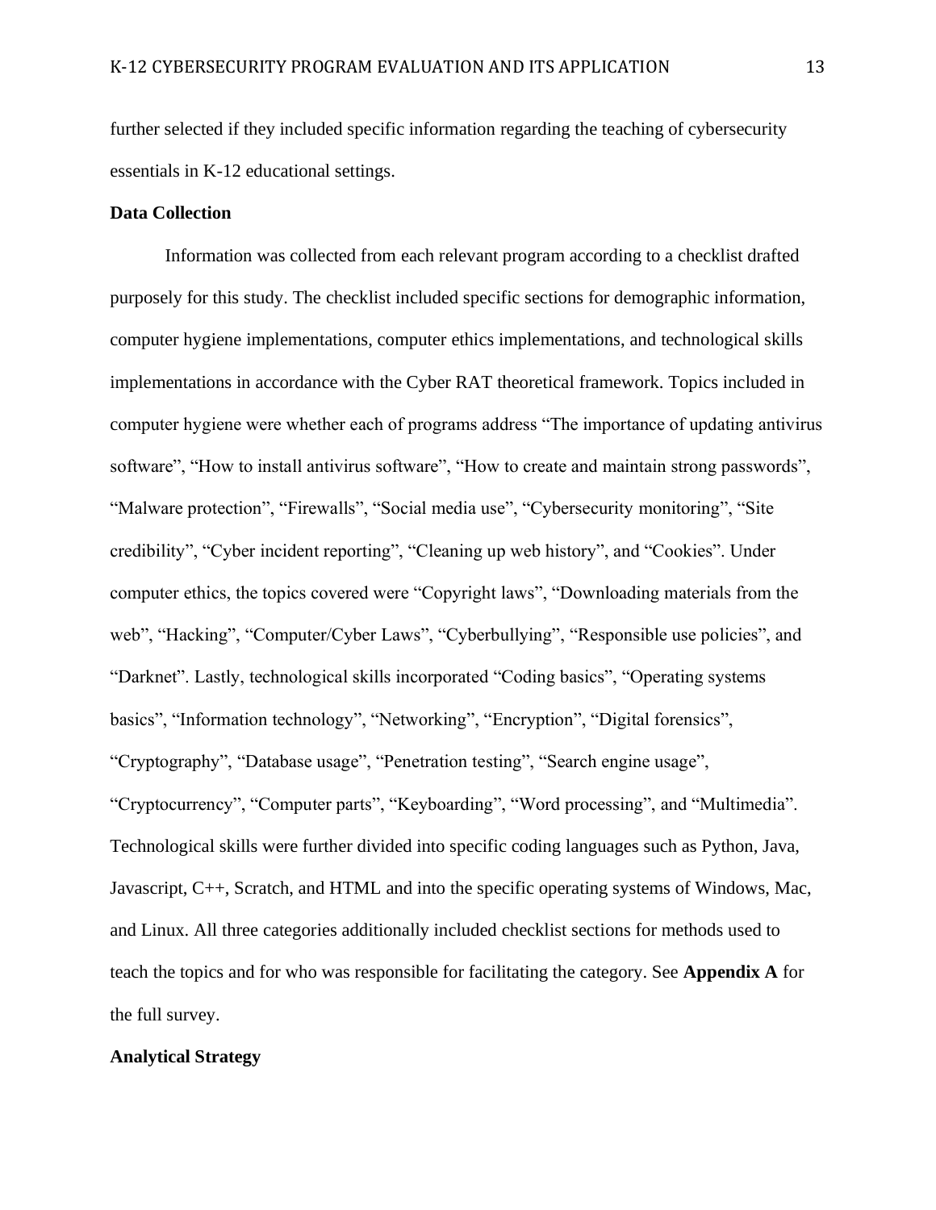further selected if they included specific information regarding the teaching of cybersecurity essentials in K-12 educational settings.

**Data Collection**

Information was collected from each relevant program according to a checklist drafted purposely for this study. The checklist included specific sections for demographic information, computer hygiene implementations, computer ethics implementations, and technological skills implementations in accordance with the Cyber RAT theoretical framework. Topics included in computer hygiene were whether each of programs address "The importance of updating antivirus software", "How to install antivirus software", "How to create and maintain strong passwords", "Malware protection", "Firewalls", "Social media use", "Cybersecurity monitoring", "Site credibility", "Cyber incident reporting", "Cleaning up web history", and "Cookies". Under computer ethics, the topics covered were "Copyright laws", "Downloading materials from the web", "Hacking", "Computer/Cyber Laws", "Cyberbullying", "Responsible use policies", and "Darknet". Lastly, technological skills incorporated "Coding basics", "Operating systems basics", "Information technology", "Networking", "Encryption", "Digital forensics", "Cryptography", "Database usage", "Penetration testing", "Search engine usage", "Cryptocurrency", "Computer parts", "Keyboarding", "Word processing", and "Multimedia". Technological skills were further divided into specific coding languages such as Python, Java, Javascript, C++, Scratch, and HTML and into the specific operating systems of Windows, Mac, and Linux. All three categories additionally included checklist sections for methods used to teach the topics and for who was responsible for facilitating the category. See **Appendix A** for the full survey.

**Analytical Strategy**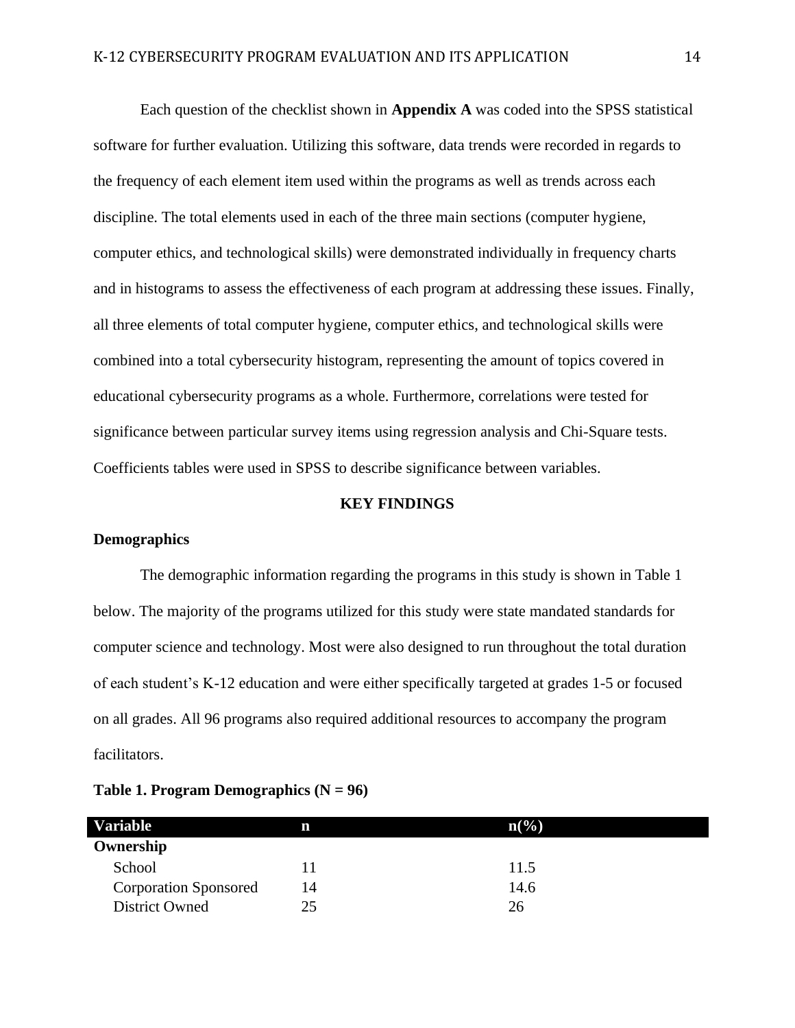Each question of the checklist shown in **Appendix A** was coded into the SPSS statistical software for further evaluation. Utilizing this software, data trends were recorded in regards to the frequency of each element item used within the programs as well as trends across each discipline. The total elements used in each of the three main sections (computer hygiene, computer ethics, and technological skills) were demonstrated individually in frequency charts and in histograms to assess the effectiveness of each program at addressing these issues. Finally, all three elements of total computer hygiene, computer ethics, and technological skills were combined into a total cybersecurity histogram, representing the amount of topics covered in educational cybersecurity programs as a whole. Furthermore, correlations were tested for significance between particular survey items using regression analysis and Chi-Square tests. Coefficients tables were used in SPSS to describe significance between variables.

## KEY FINDINGS

### Demographics

The demographic information regarding the programs in this study is shown in Table 1 below. The majority of the programs utilized for this study were state mandated standards for computer science and technology. Most were also designed to run throughout the total duration of each student's K-12 education and were either specifically targeted at grades 1-5 or focused on all grades. All 96 programs also required additional resources to accompany the program facilitators.

**Table 1. Program Demographics (N = 96)**

| Variable | n | n(%) |
|---|---|---|
| **Ownership** | | |
| School | 11 | 11.5 |
| Corporation Sponsored | 14 | 14.6 |
| District Owned | 25 | 26 |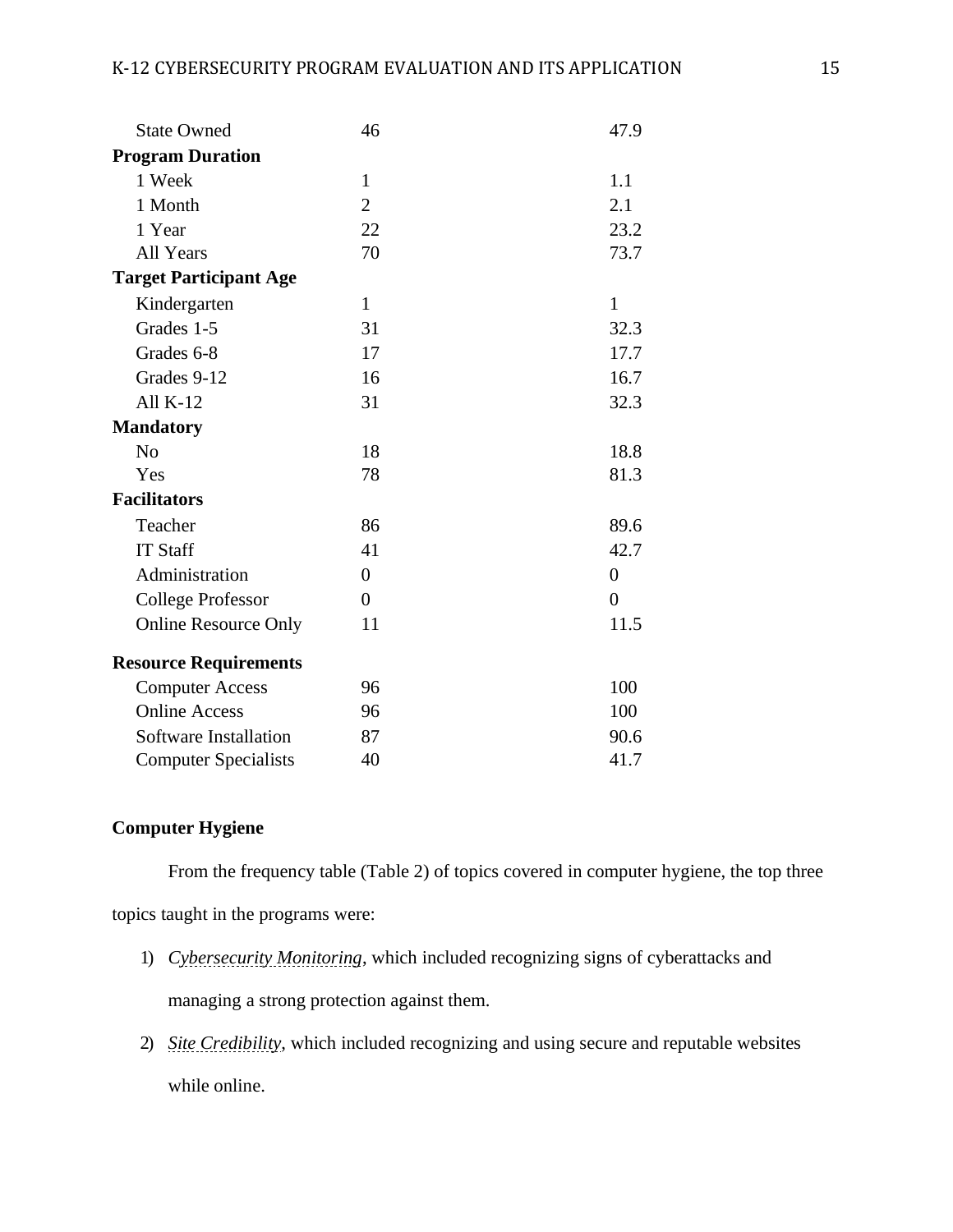| | | |
|---|---|---|
| State Owned | 46 | 47.9 |
| **Program Duration** | | |
| 1 Week | 1 | 1.1 |
| 1 Month | 2 | 2.1 |
| 1 Year | 22 | 23.2 |
| All Years | 70 | 73.7 |
| **Target Participant Age** | | |
| Kindergarten | 1 | 1 |
| Grades 1-5 | 31 | 32.3 |
| Grades 6-8 | 17 | 17.7 |
| Grades 9-12 | 16 | 16.7 |
| All K-12 | 31 | 32.3 |
| **Mandatory** | | |
| No | 18 | 18.8 |
| Yes | 78 | 81.3 |
| **Facilitators** | | |
| Teacher | 86 | 89.6 |
| IT Staff | 41 | 42.7 |
| Administration | 0 | 0 |
| College Professor | 0 | 0 |
| Online Resource Only | 11 | 11.5 |
| **Resource Requirements** | | |
| Computer Access | 96 | 100 |
| Online Access | 96 | 100 |
| Software Installation | 87 | 90.6 |
| Computer Specialists | 40 | 41.7 |

**Computer Hygiene**

From the frequency table (Table 2) of topics covered in computer hygiene, the top three topics taught in the programs were:

1) *Cybersecurity Monitoring*, which included recognizing signs of cyberattacks and managing a strong protection against them.
2) *Site Credibility*, which included recognizing and using secure and reputable websites while online.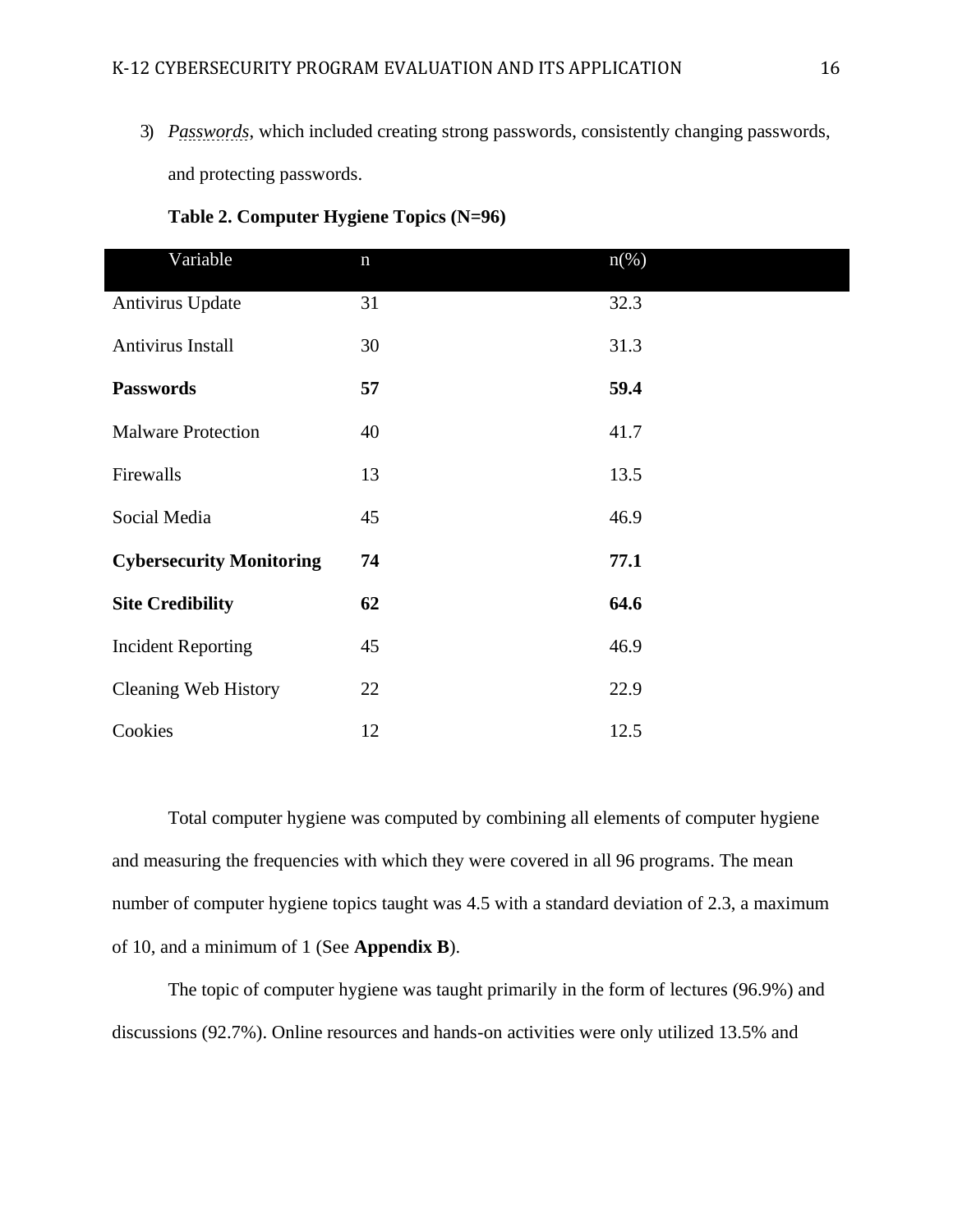3) *Passwords*, which included creating strong passwords, consistently changing passwords, and protecting passwords.

**Table 2. Computer Hygiene Topics (N=96)**

| Variable | n | n(%) |
|---|---|---|
| Antivirus Update | 31 | 32.3 |
| Antivirus Install | 30 | 31.3 |
| **Passwords** | **57** | **59.4** |
| Malware Protection | 40 | 41.7 |
| Firewalls | 13 | 13.5 |
| Social Media | 45 | 46.9 |
| **Cybersecurity Monitoring** | **74** | **77.1** |
| **Site Credibility** | **62** | **64.6** |
| Incident Reporting | 45 | 46.9 |
| Cleaning Web History | 22 | 22.9 |
| Cookies | 12 | 12.5 |

Total computer hygiene was computed by combining all elements of computer hygiene and measuring the frequencies with which they were covered in all 96 programs. The mean number of computer hygiene topics taught was 4.5 with a standard deviation of 2.3, a maximum of 10, and a minimum of 1 (See **Appendix B**).

The topic of computer hygiene was taught primarily in the form of lectures (96.9%) and discussions (92.7%). Online resources and hands-on activities were only utilized 13.5% and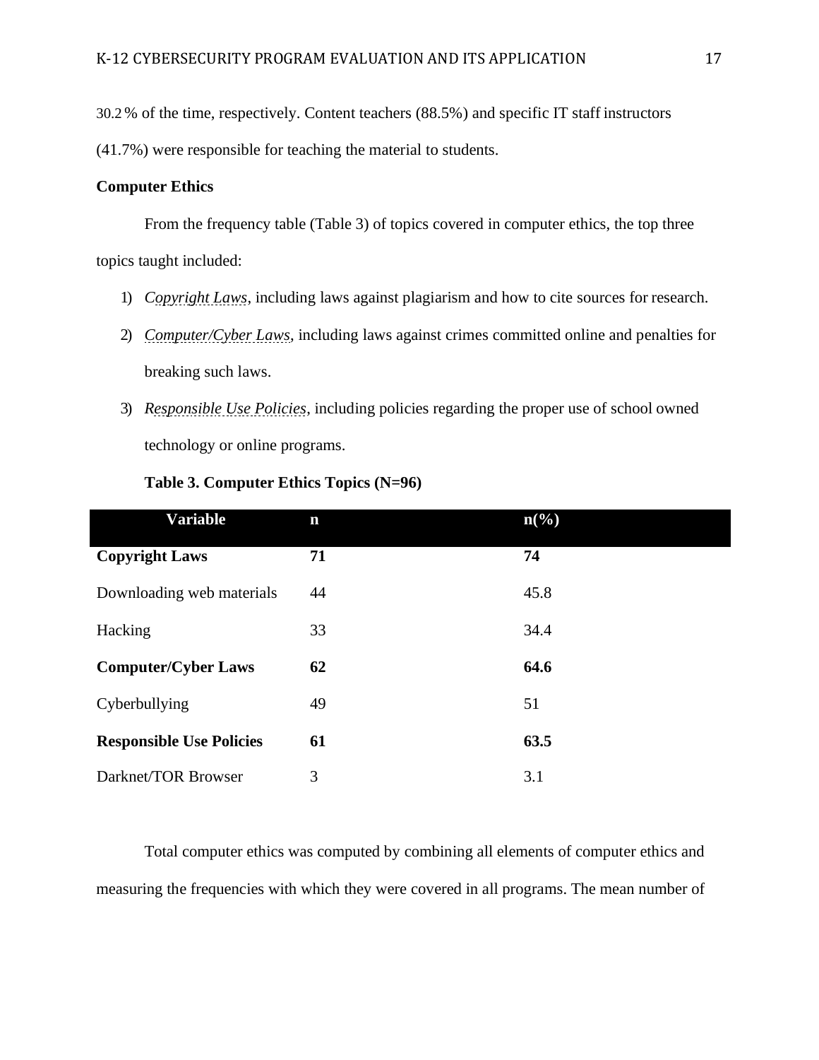30.2 % of the time, respectively. Content teachers (88.5%) and specific IT staff instructors (41.7%) were responsible for teaching the material to students.

**Computer Ethics**

From the frequency table (Table 3) of topics covered in computer ethics, the top three topics taught included:

1) *Copyright Laws*, including laws against plagiarism and how to cite sources for research.
2) *Computer/Cyber Laws,* including laws against crimes committed online and penalties for breaking such laws.
3) *Responsible Use Policies*, including policies regarding the proper use of school owned technology or online programs.

**Table 3. Computer Ethics Topics (N=96)**

| Variable | n | n(%) |
|---|---|---|
| **Copyright Laws** | **71** | **74** |
| Downloading web materials | 44 | 45.8 |
| Hacking | 33 | 34.4 |
| **Computer/Cyber Laws** | **62** | **64.6** |
| Cyberbullying | 49 | 51 |
| **Responsible Use Policies** | **61** | **63.5** |
| Darknet/TOR Browser | 3 | 3.1 |

Total computer ethics was computed by combining all elements of computer ethics and measuring the frequencies with which they were covered in all programs. The mean number of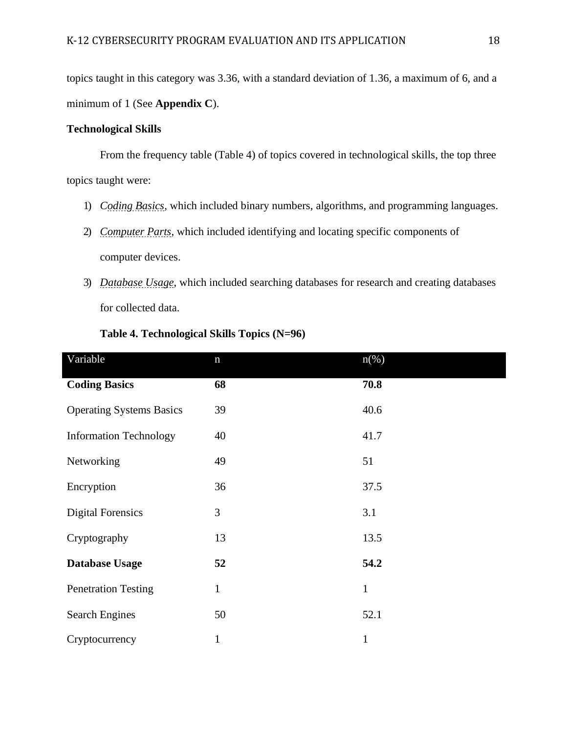topics taught in this category was 3.36, with a standard deviation of 1.36, a maximum of 6, and a minimum of 1 (See **Appendix C**).

**Technological Skills**

From the frequency table (Table 4) of topics covered in technological skills, the top three topics taught were:

1) *Coding Basics*, which included binary numbers, algorithms, and programming languages.
2) *Computer Parts*, which included identifying and locating specific components of computer devices.
3) *Database Usage*, which included searching databases for research and creating databases for collected data.

**Table 4. Technological Skills Topics (N=96)**

| Variable | n | n(%) |
|---|---|---|
| **Coding Basics** | **68** | **70.8** |
| Operating Systems Basics | 39 | 40.6 |
| Information Technology | 40 | 41.7 |
| Networking | 49 | 51 |
| Encryption | 36 | 37.5 |
| Digital Forensics | 3 | 3.1 |
| Cryptography | 13 | 13.5 |
| **Database Usage** | **52** | **54.2** |
| Penetration Testing | 1 | 1 |
| Search Engines | 50 | 52.1 |
| Cryptocurrency | 1 | 1 |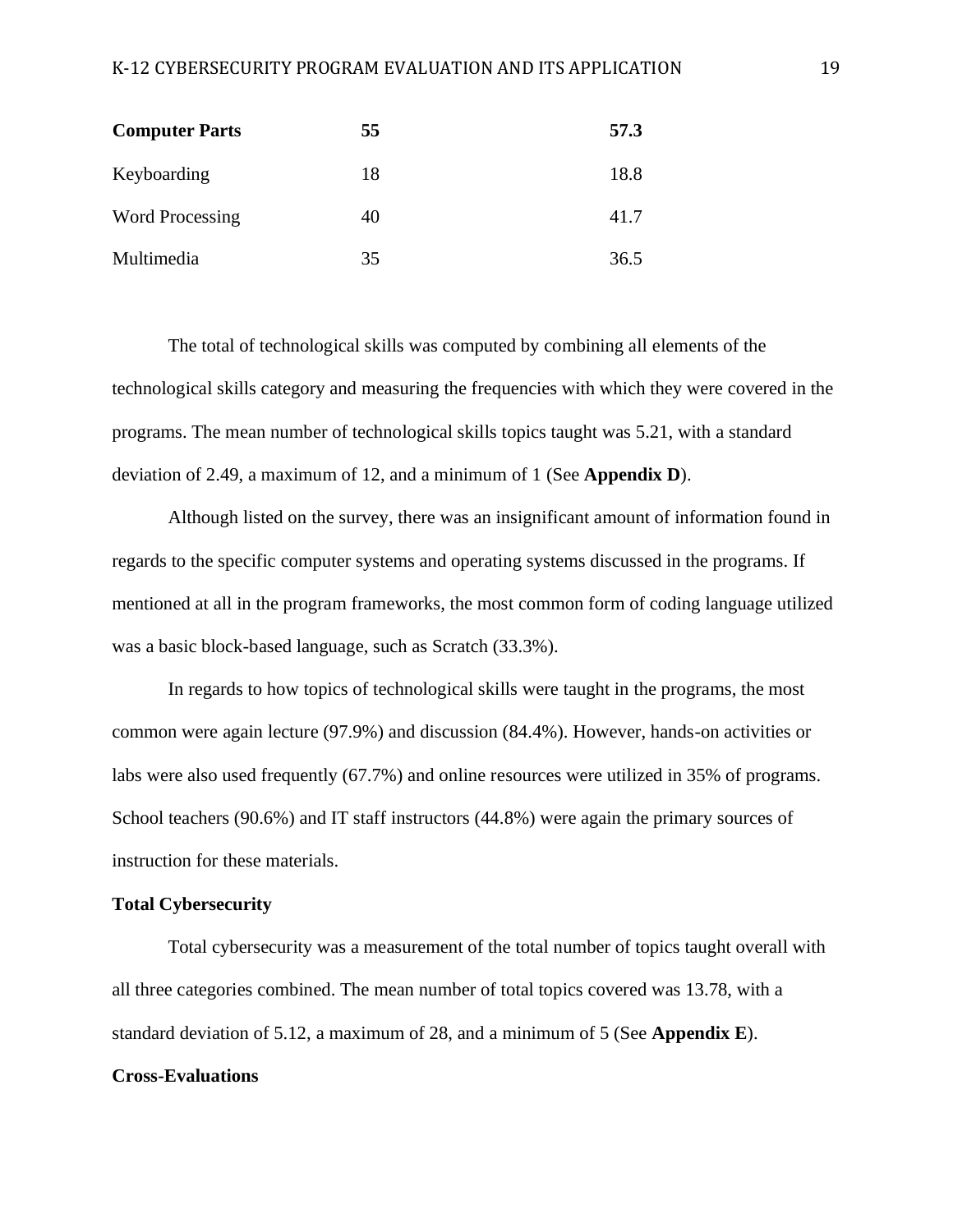| | | |
|---|---|---|
| **Computer Parts** | **55** | **57.3** |
| Keyboarding | 18 | 18.8 |
| Word Processing | 40 | 41.7 |
| Multimedia | 35 | 36.5 |

The total of technological skills was computed by combining all elements of the technological skills category and measuring the frequencies with which they were covered in the programs. The mean number of technological skills topics taught was 5.21, with a standard deviation of 2.49, a maximum of 12, and a minimum of 1 (See **Appendix D**).

Although listed on the survey, there was an insignificant amount of information found in regards to the specific computer systems and operating systems discussed in the programs. If mentioned at all in the program frameworks, the most common form of coding language utilized was a basic block-based language, such as Scratch (33.3%).

In regards to how topics of technological skills were taught in the programs, the most common were again lecture (97.9%) and discussion (84.4%). However, hands-on activities or labs were also used frequently (67.7%) and online resources were utilized in 35% of programs. School teachers (90.6%) and IT staff instructors (44.8%) were again the primary sources of instruction for these materials.

**Total Cybersecurity**

Total cybersecurity was a measurement of the total number of topics taught overall with all three categories combined. The mean number of total topics covered was 13.78, with a standard deviation of 5.12, a maximum of 28, and a minimum of 5 (See **Appendix E**).

**Cross-Evaluations**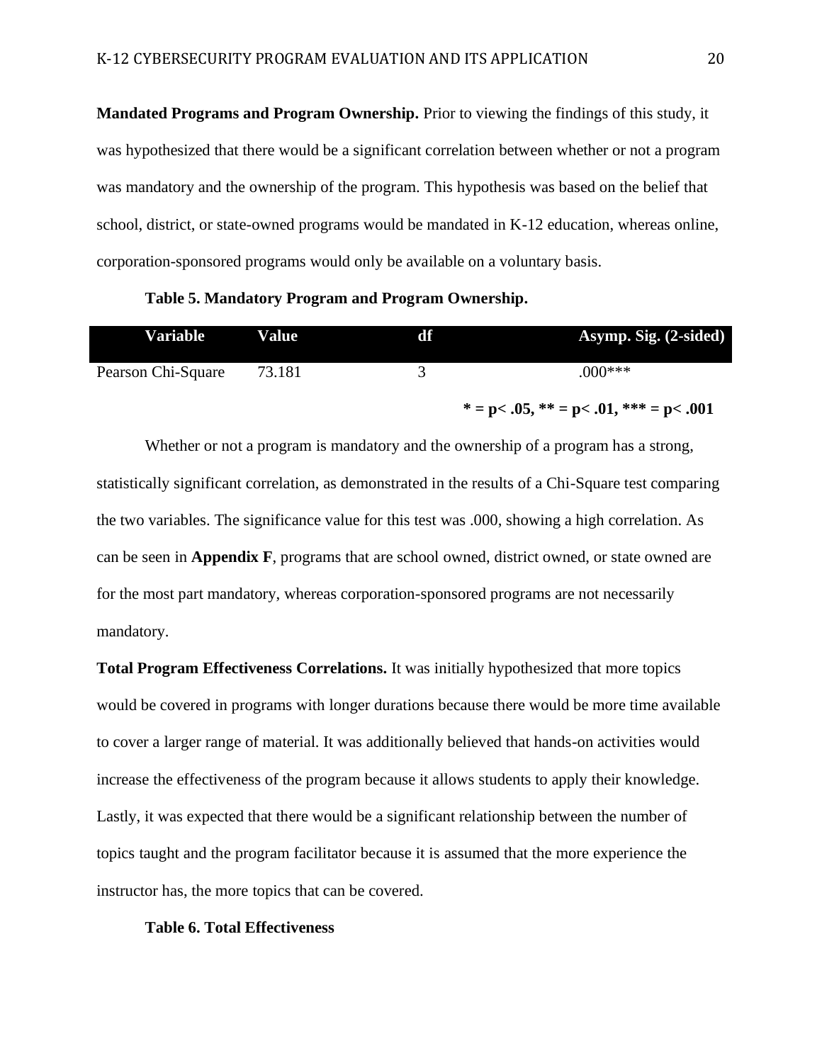**Mandated Programs and Program Ownership.** Prior to viewing the findings of this study, it was hypothesized that there would be a significant correlation between whether or not a program was mandatory and the ownership of the program. This hypothesis was based on the belief that school, district, or state-owned programs would be mandated in K-12 education, whereas online, corporation-sponsored programs would only be available on a voluntary basis.

**Table 5. Mandatory Program and Program Ownership.**

| Variable | Value | df | Asymp. Sig. (2-sided) |
|---|---|---|---|
| Pearson Chi-Square | 73.181 | 3 | .000*** |

**\* = p< .05, \*\* = p< .01, \*\*\* = p< .001**

Whether or not a program is mandatory and the ownership of a program has a strong, statistically significant correlation, as demonstrated in the results of a Chi-Square test comparing the two variables. The significance value for this test was .000, showing a high correlation. As can be seen in **Appendix F**, programs that are school owned, district owned, or state owned are for the most part mandatory, whereas corporation-sponsored programs are not necessarily mandatory.

**Total Program Effectiveness Correlations.** It was initially hypothesized that more topics would be covered in programs with longer durations because there would be more time available to cover a larger range of material. It was additionally believed that hands-on activities would increase the effectiveness of the program because it allows students to apply their knowledge. Lastly, it was expected that there would be a significant relationship between the number of topics taught and the program facilitator because it is assumed that the more experience the instructor has, the more topics that can be covered.

**Table 6. Total Effectiveness**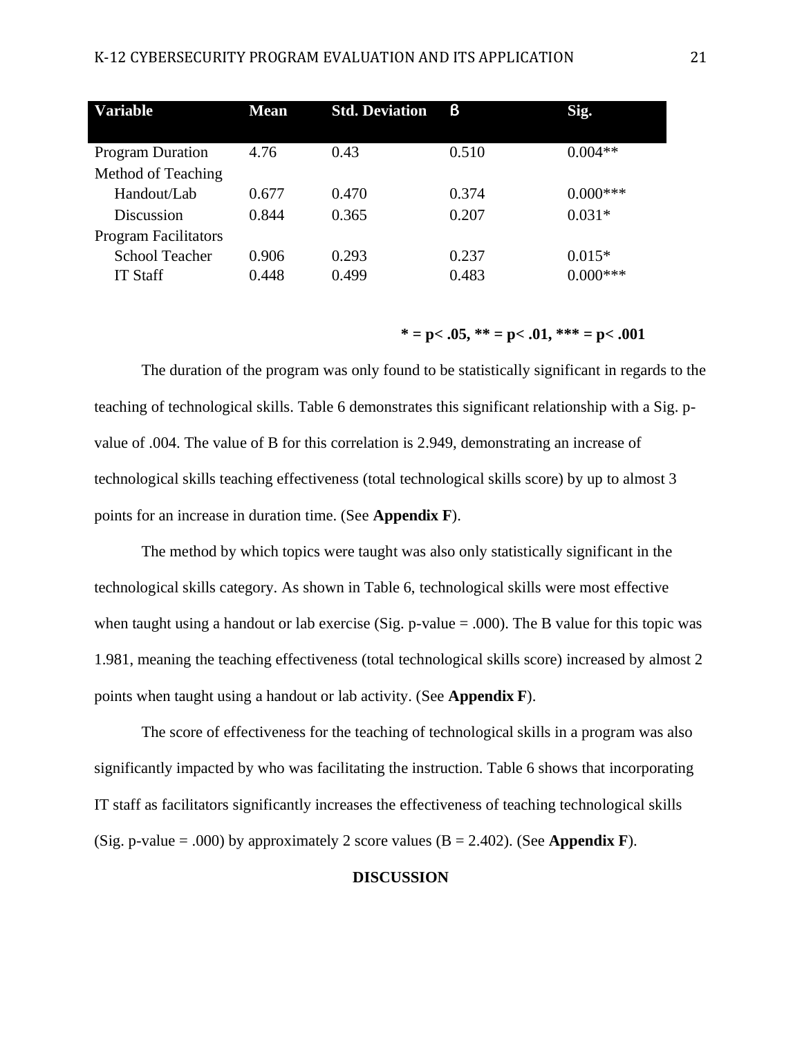| Variable | Mean | Std. Deviation | β | Sig. |
|---|---|---|---|---|
| Program Duration | 4.76 | 0.43 | 0.510 | 0.004** |
| Method of Teaching | | | | |
| Handout/Lab | 0.677 | 0.470 | 0.374 | 0.000*** |
| Discussion | 0.844 | 0.365 | 0.207 | 0.031* |
| Program Facilitators | | | | |
| School Teacher | 0.906 | 0.293 | 0.237 | 0.015* |
| IT Staff | 0.448 | 0.499 | 0.483 | 0.000*** |

**\* = p< .05, \*\* = p< .01, \*\*\* = p< .001**

The duration of the program was only found to be statistically significant in regards to the teaching of technological skills. Table 6 demonstrates this significant relationship with a Sig. p-value of .004. The value of B for this correlation is 2.949, demonstrating an increase of technological skills teaching effectiveness (total technological skills score) by up to almost 3 points for an increase in duration time. (See **Appendix F**).

The method by which topics were taught was also only statistically significant in the technological skills category. As shown in Table 6, technological skills were most effective when taught using a handout or lab exercise (Sig. p-value = .000). The B value for this topic was 1.981, meaning the teaching effectiveness (total technological skills score) increased by almost 2 points when taught using a handout or lab activity. (See **Appendix F**).

The score of effectiveness for the teaching of technological skills in a program was also significantly impacted by who was facilitating the instruction. Table 6 shows that incorporating IT staff as facilitators significantly increases the effectiveness of teaching technological skills (Sig. p-value = .000) by approximately 2 score values (B = 2.402). (See **Appendix F**).

## DISCUSSION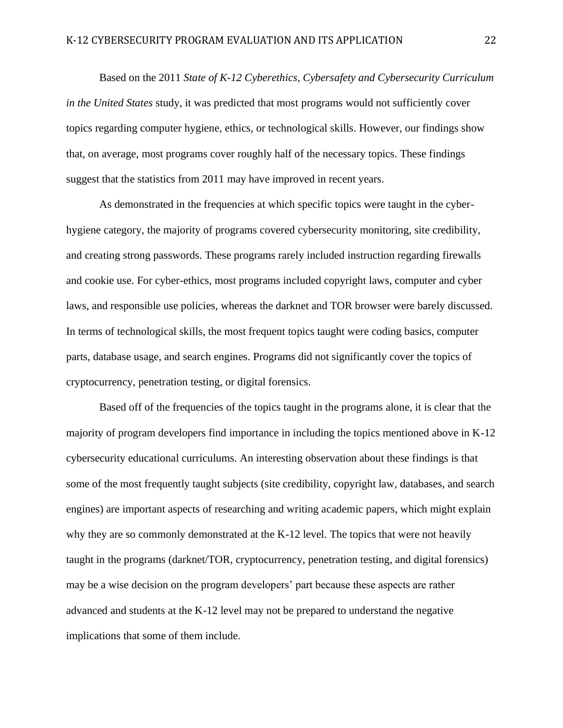Based on the 2011 *State of K-12 Cyberethics, Cybersafety and Cybersecurity Curriculum in the United States* study, it was predicted that most programs would not sufficiently cover topics regarding computer hygiene, ethics, or technological skills. However, our findings show that, on average, most programs cover roughly half of the necessary topics. These findings suggest that the statistics from 2011 may have improved in recent years.

As demonstrated in the frequencies at which specific topics were taught in the cyber-hygiene category, the majority of programs covered cybersecurity monitoring, site credibility, and creating strong passwords. These programs rarely included instruction regarding firewalls and cookie use. For cyber-ethics, most programs included copyright laws, computer and cyber laws, and responsible use policies, whereas the darknet and TOR browser were barely discussed. In terms of technological skills, the most frequent topics taught were coding basics, computer parts, database usage, and search engines. Programs did not significantly cover the topics of cryptocurrency, penetration testing, or digital forensics.

Based off of the frequencies of the topics taught in the programs alone, it is clear that the majority of program developers find importance in including the topics mentioned above in K-12 cybersecurity educational curriculums. An interesting observation about these findings is that some of the most frequently taught subjects (site credibility, copyright law, databases, and search engines) are important aspects of researching and writing academic papers, which might explain why they are so commonly demonstrated at the K-12 level. The topics that were not heavily taught in the programs (darknet/TOR, cryptocurrency, penetration testing, and digital forensics) may be a wise decision on the program developers' part because these aspects are rather advanced and students at the K-12 level may not be prepared to understand the negative implications that some of them include.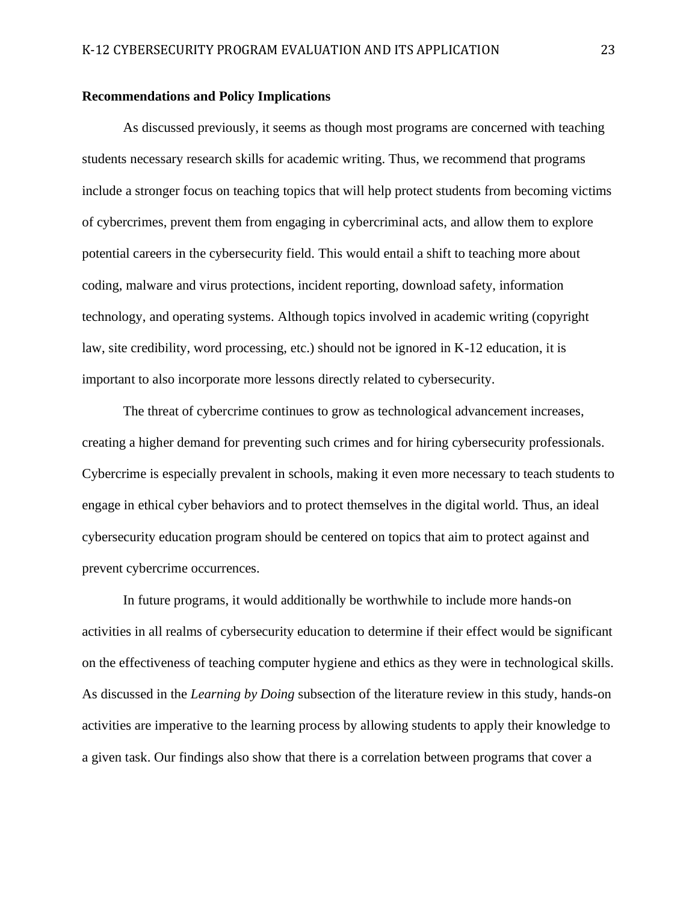**Recommendations and Policy Implications**

As discussed previously, it seems as though most programs are concerned with teaching students necessary research skills for academic writing. Thus, we recommend that programs include a stronger focus on teaching topics that will help protect students from becoming victims of cybercrimes, prevent them from engaging in cybercriminal acts, and allow them to explore potential careers in the cybersecurity field. This would entail a shift to teaching more about coding, malware and virus protections, incident reporting, download safety, information technology, and operating systems. Although topics involved in academic writing (copyright law, site credibility, word processing, etc.) should not be ignored in K-12 education, it is important to also incorporate more lessons directly related to cybersecurity.

The threat of cybercrime continues to grow as technological advancement increases, creating a higher demand for preventing such crimes and for hiring cybersecurity professionals. Cybercrime is especially prevalent in schools, making it even more necessary to teach students to engage in ethical cyber behaviors and to protect themselves in the digital world. Thus, an ideal cybersecurity education program should be centered on topics that aim to protect against and prevent cybercrime occurrences.

In future programs, it would additionally be worthwhile to include more hands-on activities in all realms of cybersecurity education to determine if their effect would be significant on the effectiveness of teaching computer hygiene and ethics as they were in technological skills. As discussed in the *Learning by Doing* subsection of the literature review in this study, hands-on activities are imperative to the learning process by allowing students to apply their knowledge to a given task. Our findings also show that there is a correlation between programs that cover a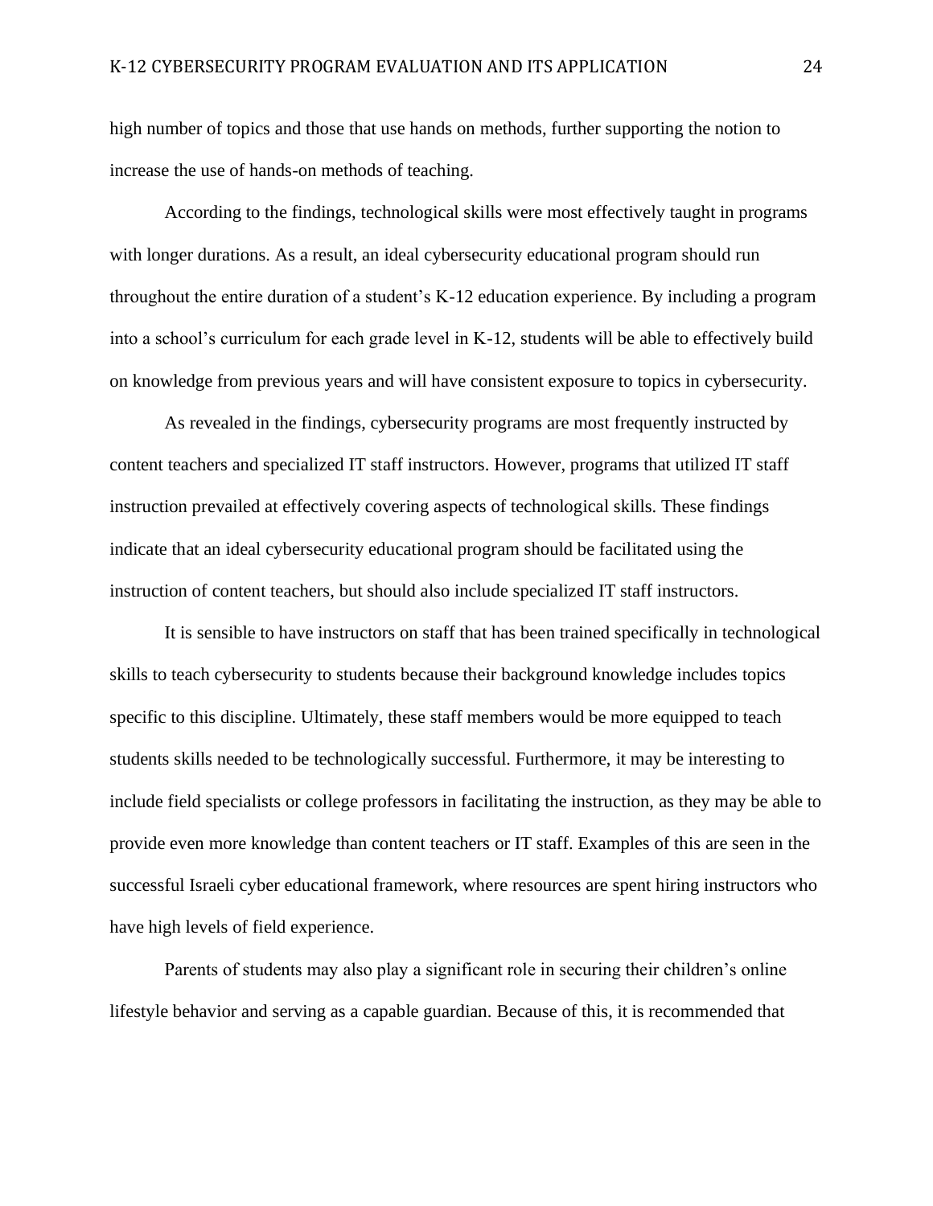high number of topics and those that use hands on methods, further supporting the notion to increase the use of hands-on methods of teaching.

According to the findings, technological skills were most effectively taught in programs with longer durations. As a result, an ideal cybersecurity educational program should run throughout the entire duration of a student's K-12 education experience. By including a program into a school's curriculum for each grade level in K-12, students will be able to effectively build on knowledge from previous years and will have consistent exposure to topics in cybersecurity.

As revealed in the findings, cybersecurity programs are most frequently instructed by content teachers and specialized IT staff instructors. However, programs that utilized IT staff instruction prevailed at effectively covering aspects of technological skills. These findings indicate that an ideal cybersecurity educational program should be facilitated using the instruction of content teachers, but should also include specialized IT staff instructors.

It is sensible to have instructors on staff that has been trained specifically in technological skills to teach cybersecurity to students because their background knowledge includes topics specific to this discipline. Ultimately, these staff members would be more equipped to teach students skills needed to be technologically successful. Furthermore, it may be interesting to include field specialists or college professors in facilitating the instruction, as they may be able to provide even more knowledge than content teachers or IT staff. Examples of this are seen in the successful Israeli cyber educational framework, where resources are spent hiring instructors who have high levels of field experience.

Parents of students may also play a significant role in securing their children's online lifestyle behavior and serving as a capable guardian. Because of this, it is recommended that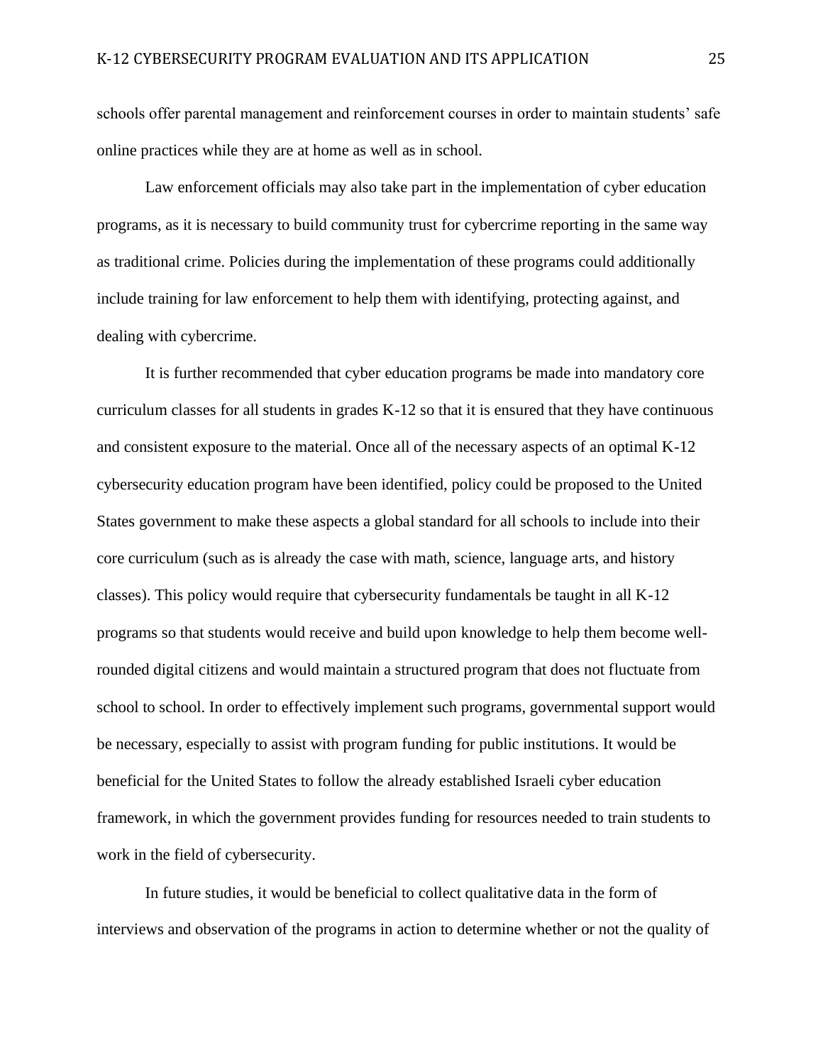schools offer parental management and reinforcement courses in order to maintain students' safe online practices while they are at home as well as in school.

Law enforcement officials may also take part in the implementation of cyber education programs, as it is necessary to build community trust for cybercrime reporting in the same way as traditional crime. Policies during the implementation of these programs could additionally include training for law enforcement to help them with identifying, protecting against, and dealing with cybercrime.

It is further recommended that cyber education programs be made into mandatory core curriculum classes for all students in grades K-12 so that it is ensured that they have continuous and consistent exposure to the material. Once all of the necessary aspects of an optimal K-12 cybersecurity education program have been identified, policy could be proposed to the United States government to make these aspects a global standard for all schools to include into their core curriculum (such as is already the case with math, science, language arts, and history classes). This policy would require that cybersecurity fundamentals be taught in all K-12 programs so that students would receive and build upon knowledge to help them become well-rounded digital citizens and would maintain a structured program that does not fluctuate from school to school. In order to effectively implement such programs, governmental support would be necessary, especially to assist with program funding for public institutions. It would be beneficial for the United States to follow the already established Israeli cyber education framework, in which the government provides funding for resources needed to train students to work in the field of cybersecurity.

In future studies, it would be beneficial to collect qualitative data in the form of interviews and observation of the programs in action to determine whether or not the quality of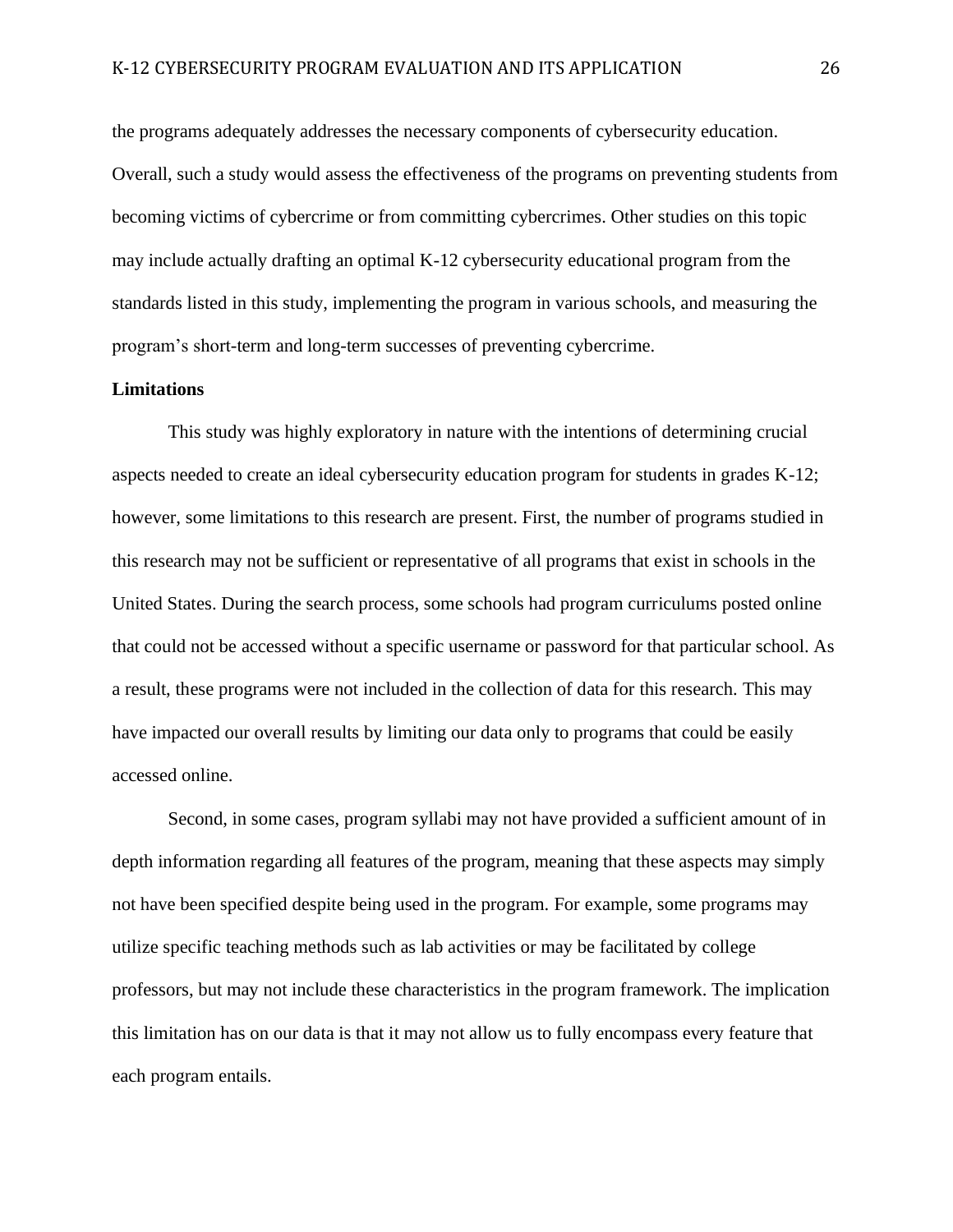the programs adequately addresses the necessary components of cybersecurity education. Overall, such a study would assess the effectiveness of the programs on preventing students from becoming victims of cybercrime or from committing cybercrimes. Other studies on this topic may include actually drafting an optimal K-12 cybersecurity educational program from the standards listed in this study, implementing the program in various schools, and measuring the program's short-term and long-term successes of preventing cybercrime.

**Limitations**

This study was highly exploratory in nature with the intentions of determining crucial aspects needed to create an ideal cybersecurity education program for students in grades K-12; however, some limitations to this research are present. First, the number of programs studied in this research may not be sufficient or representative of all programs that exist in schools in the United States. During the search process, some schools had program curriculums posted online that could not be accessed without a specific username or password for that particular school. As a result, these programs were not included in the collection of data for this research. This may have impacted our overall results by limiting our data only to programs that could be easily accessed online.

Second, in some cases, program syllabi may not have provided a sufficient amount of in depth information regarding all features of the program, meaning that these aspects may simply not have been specified despite being used in the program. For example, some programs may utilize specific teaching methods such as lab activities or may be facilitated by college professors, but may not include these characteristics in the program framework. The implication this limitation has on our data is that it may not allow us to fully encompass every feature that each program entails.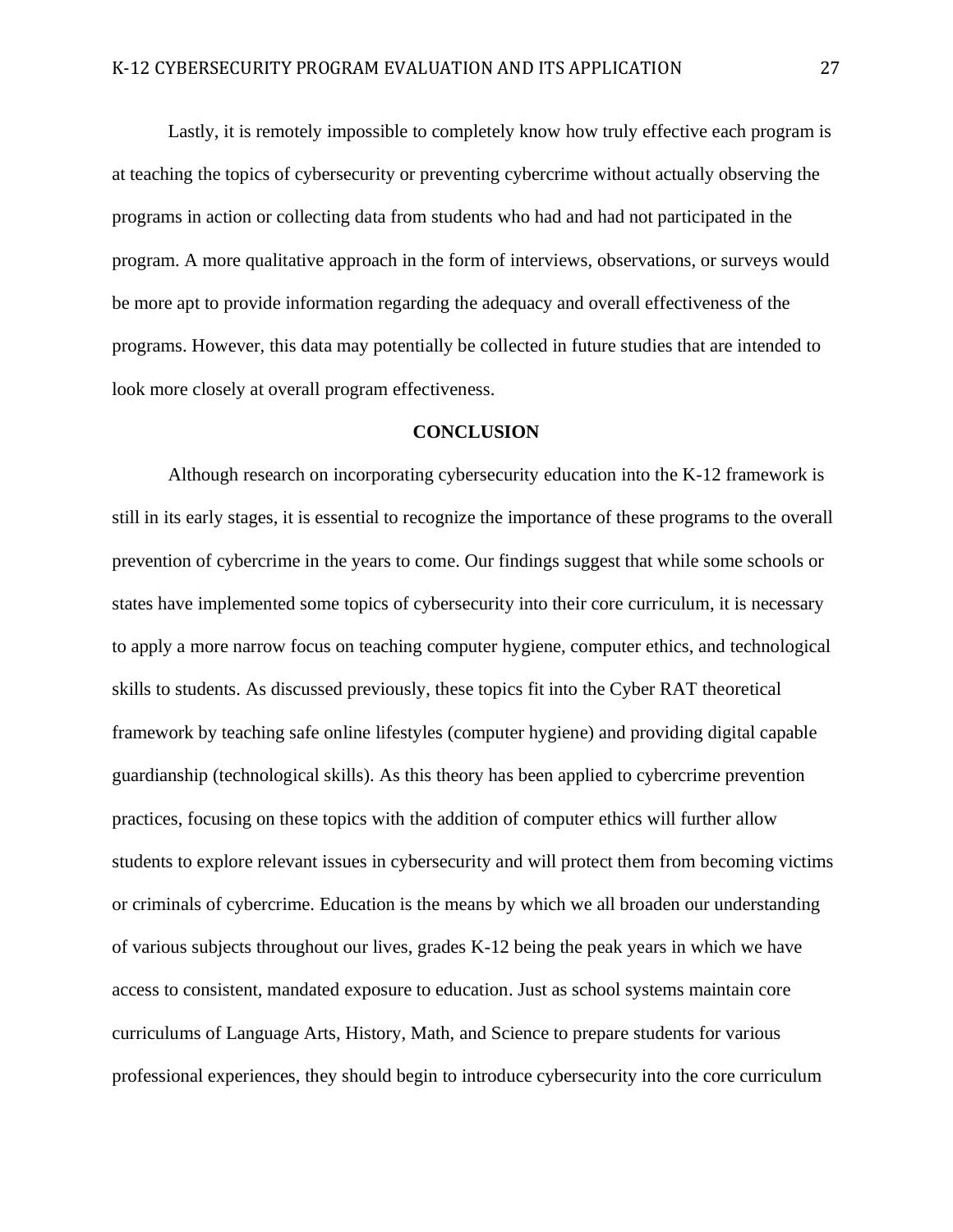Lastly, it is remotely impossible to completely know how truly effective each program is at teaching the topics of cybersecurity or preventing cybercrime without actually observing the programs in action or collecting data from students who had and had not participated in the program. A more qualitative approach in the form of interviews, observations, or surveys would be more apt to provide information regarding the adequacy and overall effectiveness of the programs. However, this data may potentially be collected in future studies that are intended to look more closely at overall program effectiveness.

## CONCLUSION

Although research on incorporating cybersecurity education into the K-12 framework is still in its early stages, it is essential to recognize the importance of these programs to the overall prevention of cybercrime in the years to come. Our findings suggest that while some schools or states have implemented some topics of cybersecurity into their core curriculum, it is necessary to apply a more narrow focus on teaching computer hygiene, computer ethics, and technological skills to students. As discussed previously, these topics fit into the Cyber RAT theoretical framework by teaching safe online lifestyles (computer hygiene) and providing digital capable guardianship (technological skills). As this theory has been applied to cybercrime prevention practices, focusing on these topics with the addition of computer ethics will further allow students to explore relevant issues in cybersecurity and will protect them from becoming victims or criminals of cybercrime. Education is the means by which we all broaden our understanding of various subjects throughout our lives, grades K-12 being the peak years in which we have access to consistent, mandated exposure to education. Just as school systems maintain core curriculums of Language Arts, History, Math, and Science to prepare students for various professional experiences, they should begin to introduce cybersecurity into the core curriculum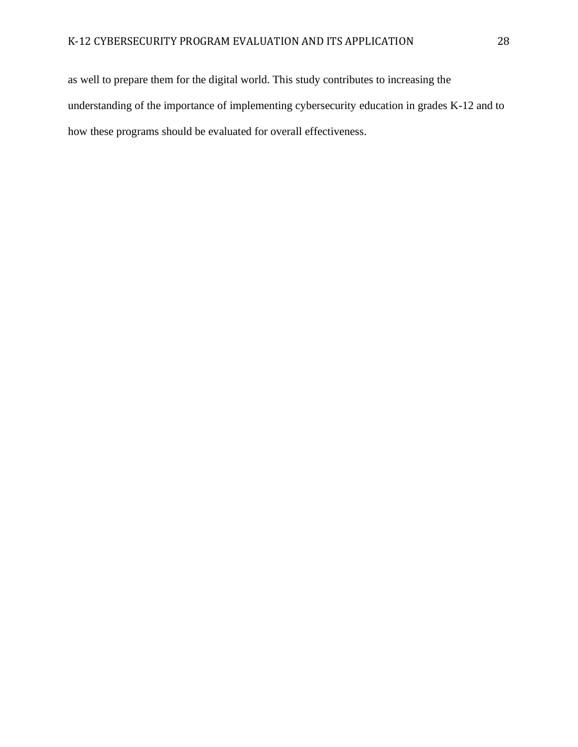as well to prepare them for the digital world. This study contributes to increasing the understanding of the importance of implementing cybersecurity education in grades K-12 and to how these programs should be evaluated for overall effectiveness.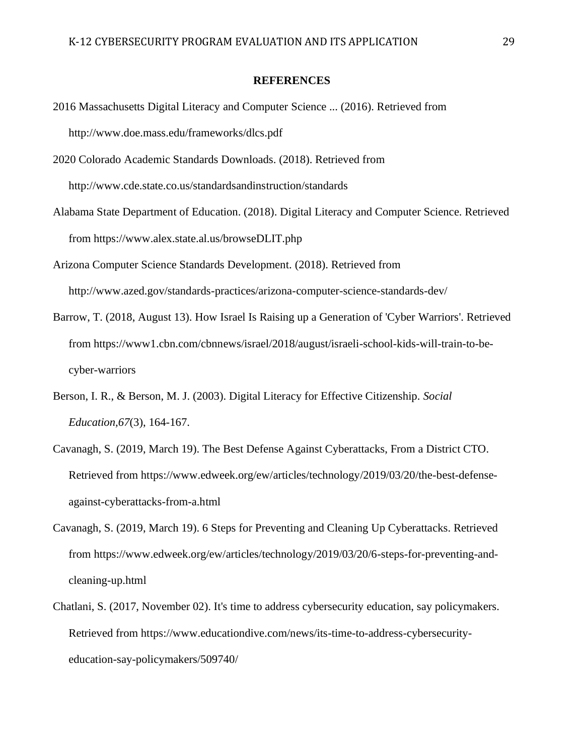## REFERENCES

2016 Massachusetts Digital Literacy and Computer Science ... (2016). Retrieved from http://www.doe.mass.edu/frameworks/dlcs.pdf

2020 Colorado Academic Standards Downloads. (2018). Retrieved from http://www.cde.state.co.us/standardsandinstruction/standards

Alabama State Department of Education. (2018). Digital Literacy and Computer Science. Retrieved from https://www.alex.state.al.us/browseDLIT.php

Arizona Computer Science Standards Development. (2018). Retrieved from http://www.azed.gov/standards-practices/arizona-computer-science-standards-dev/

Barrow, T. (2018, August 13). How Israel Is Raising up a Generation of 'Cyber Warriors'. Retrieved from https://www1.cbn.com/cbnnews/israel/2018/august/israeli-school-kids-will-train-to-be-cyber-warriors

Berson, I. R., & Berson, M. J. (2003). Digital Literacy for Effective Citizenship. *Social Education,67*(3), 164-167.

Cavanagh, S. (2019, March 19). The Best Defense Against Cyberattacks, From a District CTO. Retrieved from https://www.edweek.org/ew/articles/technology/2019/03/20/the-best-defense-against-cyberattacks-from-a.html

Cavanagh, S. (2019, March 19). 6 Steps for Preventing and Cleaning Up Cyberattacks. Retrieved from https://www.edweek.org/ew/articles/technology/2019/03/20/6-steps-for-preventing-and-cleaning-up.html

Chatlani, S. (2017, November 02). It's time to address cybersecurity education, say policymakers. Retrieved from https://www.educationdive.com/news/its-time-to-address-cybersecurity-education-say-policymakers/509740/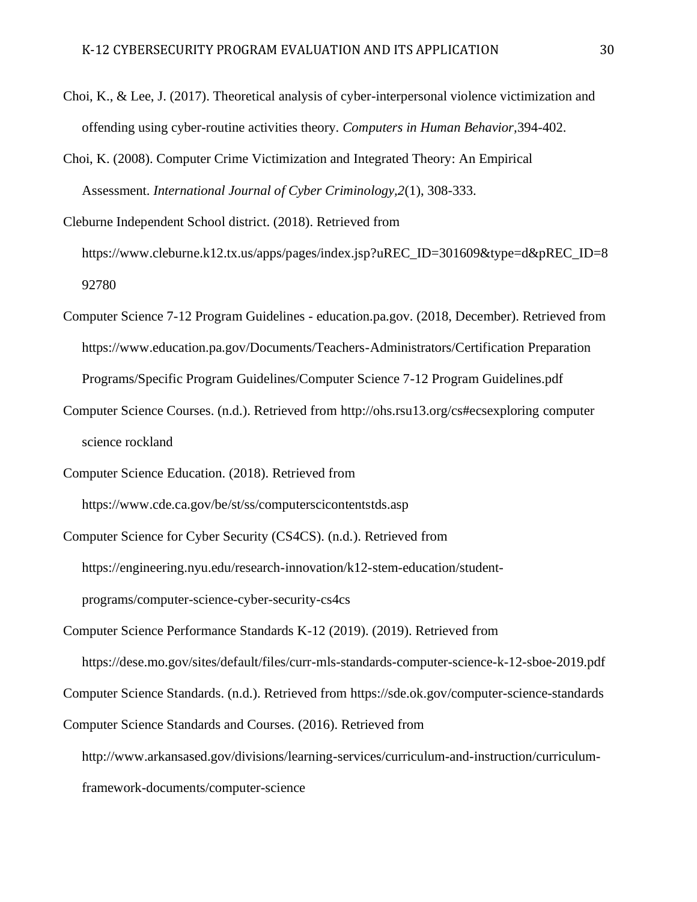Choi, K., & Lee, J. (2017). Theoretical analysis of cyber-interpersonal violence victimization and offending using cyber-routine activities theory. *Computers in Human Behavior,*394-402.

Choi, K. (2008). Computer Crime Victimization and Integrated Theory: An Empirical Assessment. *International Journal of Cyber Criminology,2*(1), 308-333.

Cleburne Independent School district. (2018). Retrieved from https://www.cleburne.k12.tx.us/apps/pages/index.jsp?uREC_ID=301609&type=d&pREC_ID=892780

Computer Science 7-12 Program Guidelines - education.pa.gov. (2018, December). Retrieved from https://www.education.pa.gov/Documents/Teachers-Administrators/Certification Preparation Programs/Specific Program Guidelines/Computer Science 7-12 Program Guidelines.pdf

Computer Science Courses. (n.d.). Retrieved from http://ohs.rsu13.org/cs#ecsexploring computer science rockland

Computer Science Education. (2018). Retrieved from https://www.cde.ca.gov/be/st/ss/computerscicontentstds.asp

Computer Science for Cyber Security (CS4CS). (n.d.). Retrieved from https://engineering.nyu.edu/research-innovation/k12-stem-education/student-programs/computer-science-cyber-security-cs4cs

Computer Science Performance Standards K-12 (2019). (2019). Retrieved from https://dese.mo.gov/sites/default/files/curr-mls-standards-computer-science-k-12-sboe-2019.pdf

Computer Science Standards. (n.d.). Retrieved from https://sde.ok.gov/computer-science-standards

Computer Science Standards and Courses. (2016). Retrieved from http://www.arkansased.gov/divisions/learning-services/curriculum-and-instruction/curriculum-framework-documents/computer-science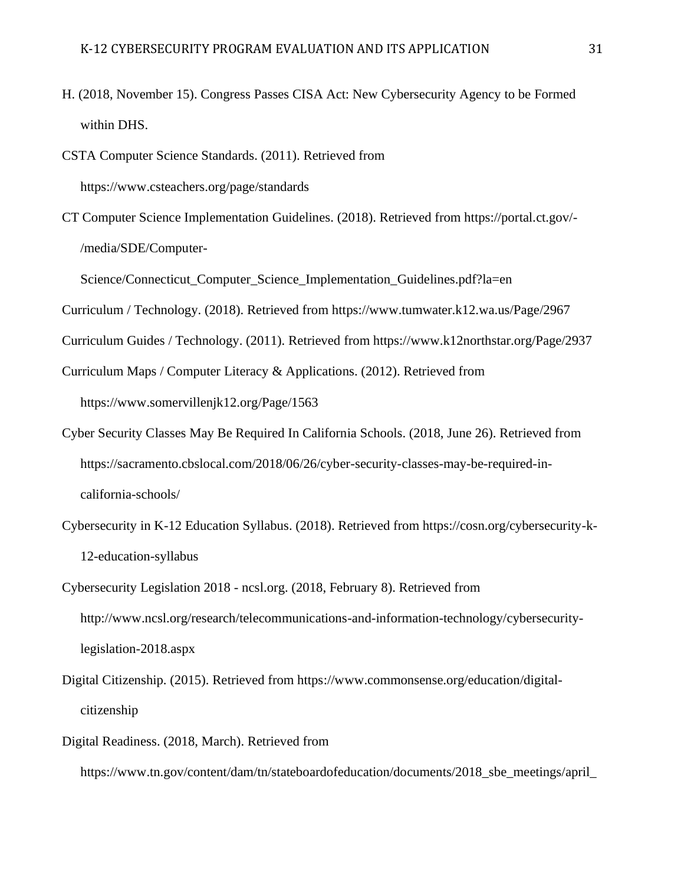H. (2018, November 15). Congress Passes CISA Act: New Cybersecurity Agency to be Formed within DHS.

CSTA Computer Science Standards. (2011). Retrieved from https://www.csteachers.org/page/standards

CT Computer Science Implementation Guidelines. (2018). Retrieved from https://portal.ct.gov/-/media/SDE/Computer-Science/Connecticut_Computer_Science_Implementation_Guidelines.pdf?la=en

Curriculum / Technology. (2018). Retrieved from https://www.tumwater.k12.wa.us/Page/2967

Curriculum Guides / Technology. (2011). Retrieved from https://www.k12northstar.org/Page/2937

Curriculum Maps / Computer Literacy & Applications. (2012). Retrieved from https://www.somervillenjk12.org/Page/1563

Cyber Security Classes May Be Required In California Schools. (2018, June 26). Retrieved from https://sacramento.cbslocal.com/2018/06/26/cyber-security-classes-may-be-required-in-california-schools/

Cybersecurity in K-12 Education Syllabus. (2018). Retrieved from https://cosn.org/cybersecurity-k-12-education-syllabus

Cybersecurity Legislation 2018 - ncsl.org. (2018, February 8). Retrieved from http://www.ncsl.org/research/telecommunications-and-information-technology/cybersecurity-legislation-2018.aspx

Digital Citizenship. (2015). Retrieved from https://www.commonsense.org/education/digital-citizenship

Digital Readiness. (2018, March). Retrieved from https://www.tn.gov/content/dam/tn/stateboardofeducation/documents/2018_sbe_meetings/april_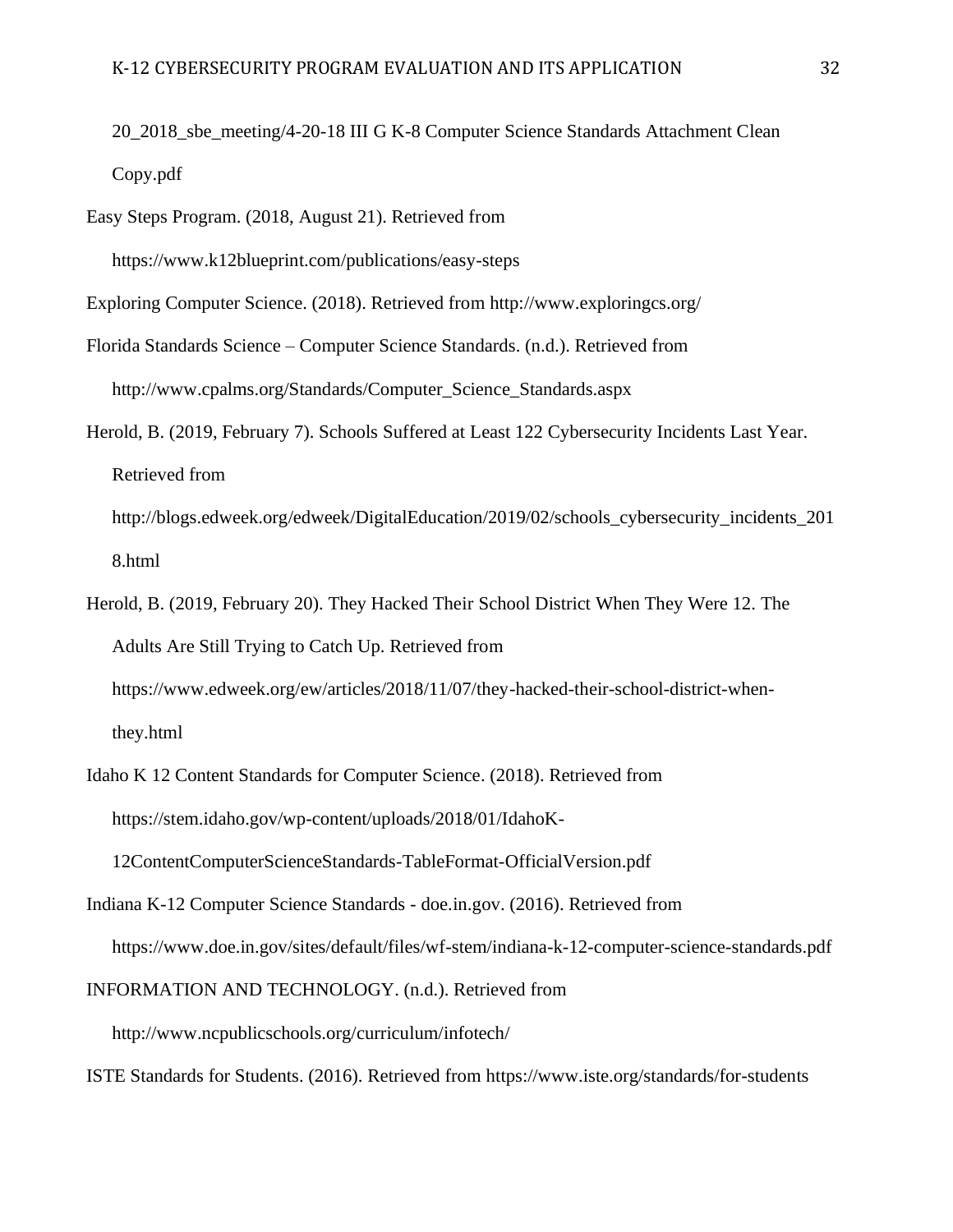20_2018_sbe_meeting/4-20-18 III G K-8 Computer Science Standards Attachment Clean Copy.pdf

Easy Steps Program. (2018, August 21). Retrieved from https://www.k12blueprint.com/publications/easy-steps

Exploring Computer Science. (2018). Retrieved from http://www.exploringcs.org/

Florida Standards Science – Computer Science Standards. (n.d.). Retrieved from http://www.cpalms.org/Standards/Computer_Science_Standards.aspx

Herold, B. (2019, February 7). Schools Suffered at Least 122 Cybersecurity Incidents Last Year. Retrieved from http://blogs.edweek.org/edweek/DigitalEducation/2019/02/schools_cybersecurity_incidents_2018.html

Herold, B. (2019, February 20). They Hacked Their School District When They Were 12. The Adults Are Still Trying to Catch Up. Retrieved from https://www.edweek.org/ew/articles/2018/11/07/they-hacked-their-school-district-when-they.html

Idaho K 12 Content Standards for Computer Science. (2018). Retrieved from https://stem.idaho.gov/wp-content/uploads/2018/01/IdahoK-12ContentComputerScienceStandards-TableFormat-OfficialVersion.pdf

Indiana K-12 Computer Science Standards - doe.in.gov. (2016). Retrieved from https://www.doe.in.gov/sites/default/files/wf-stem/indiana-k-12-computer-science-standards.pdf

INFORMATION AND TECHNOLOGY. (n.d.). Retrieved from http://www.ncpublicschools.org/curriculum/infotech/

ISTE Standards for Students. (2016). Retrieved from https://www.iste.org/standards/for-students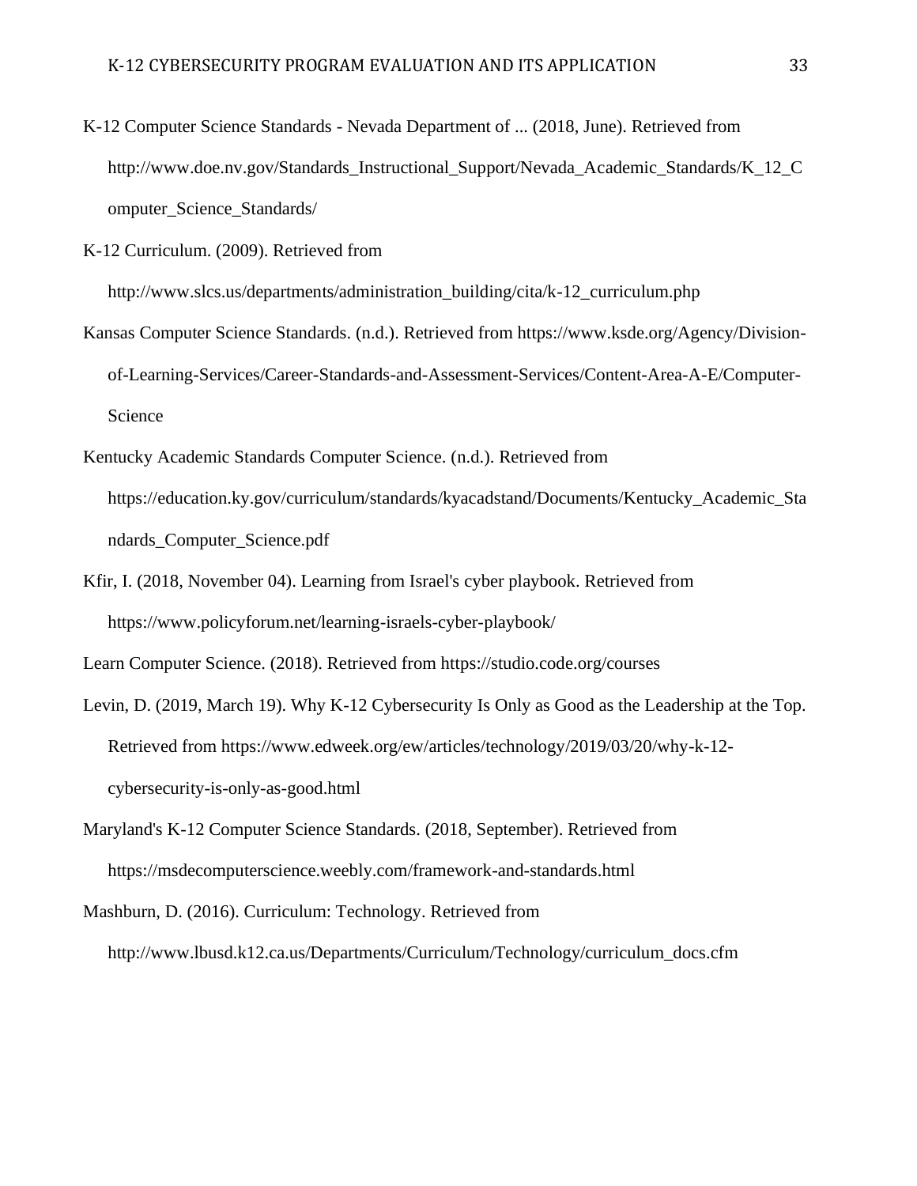K-12 Computer Science Standards - Nevada Department of ... (2018, June). Retrieved from http://www.doe.nv.gov/Standards_Instructional_Support/Nevada_Academic_Standards/K_12_Computer_Science_Standards/

K-12 Curriculum. (2009). Retrieved from http://www.slcs.us/departments/administration_building/cita/k-12_curriculum.php

Kansas Computer Science Standards. (n.d.). Retrieved from https://www.ksde.org/Agency/Division-of-Learning-Services/Career-Standards-and-Assessment-Services/Content-Area-A-E/Computer-Science

Kentucky Academic Standards Computer Science. (n.d.). Retrieved from https://education.ky.gov/curriculum/standards/kyacadstand/Documents/Kentucky_Academic_Standards_Computer_Science.pdf

Kfir, I. (2018, November 04). Learning from Israel's cyber playbook. Retrieved from https://www.policyforum.net/learning-israels-cyber-playbook/

Learn Computer Science. (2018). Retrieved from https://studio.code.org/courses

Levin, D. (2019, March 19). Why K-12 Cybersecurity Is Only as Good as the Leadership at the Top. Retrieved from https://www.edweek.org/ew/articles/technology/2019/03/20/why-k-12-cybersecurity-is-only-as-good.html

Maryland's K-12 Computer Science Standards. (2018, September). Retrieved from https://msdecomputerscience.weebly.com/framework-and-standards.html

Mashburn, D. (2016). Curriculum: Technology. Retrieved from http://www.lbusd.k12.ca.us/Departments/Curriculum/Technology/curriculum_docs.cfm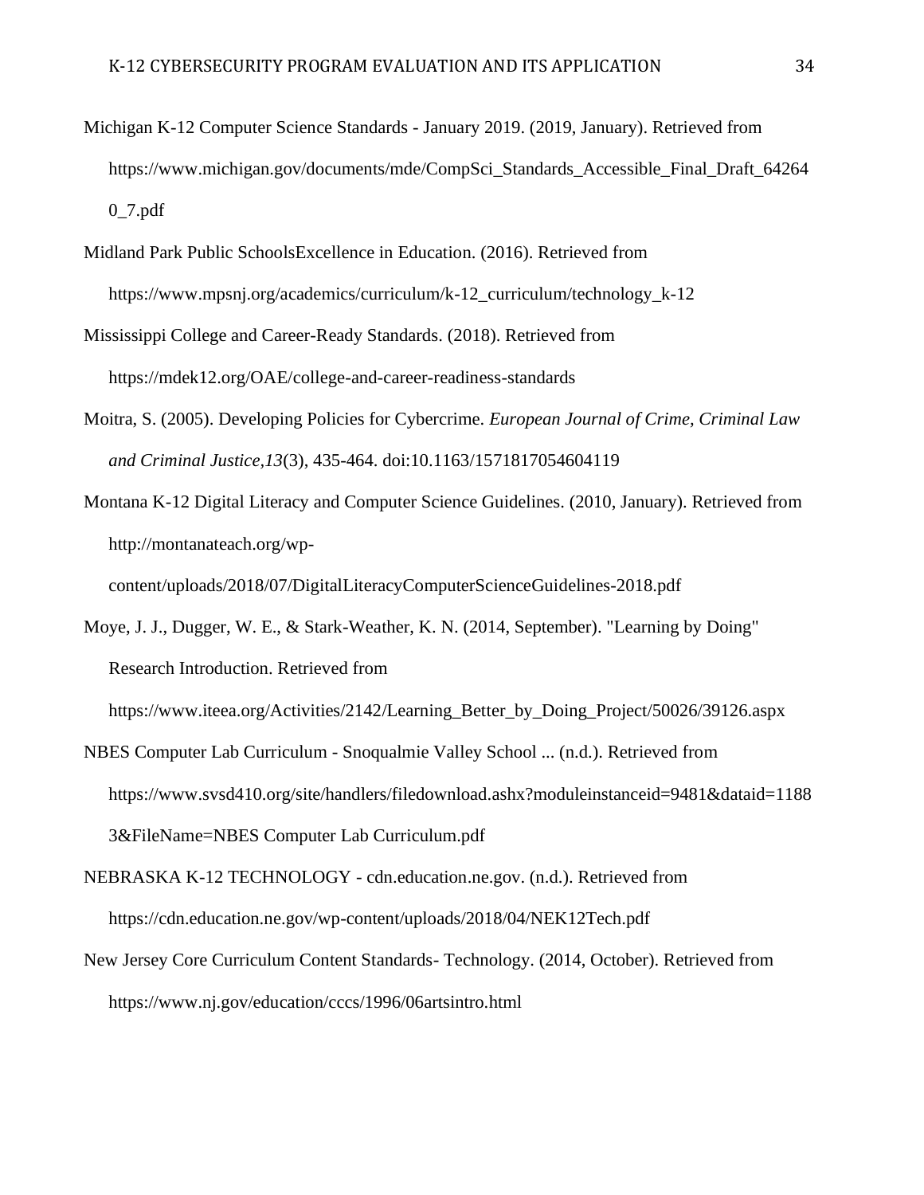Michigan K-12 Computer Science Standards - January 2019. (2019, January). Retrieved from https://www.michigan.gov/documents/mde/CompSci_Standards_Accessible_Final_Draft_642640_7.pdf

Midland Park Public SchoolsExcellence in Education. (2016). Retrieved from https://www.mpsnj.org/academics/curriculum/k-12_curriculum/technology_k-12

Mississippi College and Career-Ready Standards. (2018). Retrieved from https://mdek12.org/OAE/college-and-career-readiness-standards

Moitra, S. (2005). Developing Policies for Cybercrime. *European Journal of Crime, Criminal Law and Criminal Justice,13*(3), 435-464. doi:10.1163/1571817054604119

Montana K-12 Digital Literacy and Computer Science Guidelines. (2010, January). Retrieved from http://montanateach.org/wp-content/uploads/2018/07/DigitalLiteracyComputerScienceGuidelines-2018.pdf

Moye, J. J., Dugger, W. E., & Stark-Weather, K. N. (2014, September). "Learning by Doing" Research Introduction. Retrieved from https://www.iteea.org/Activities/2142/Learning_Better_by_Doing_Project/50026/39126.aspx

NBES Computer Lab Curriculum - Snoqualmie Valley School ... (n.d.). Retrieved from https://www.svsd410.org/site/handlers/filedownload.ashx?moduleinstanceid=9481&dataid=11883&FileName=NBES Computer Lab Curriculum.pdf

NEBRASKA K-12 TECHNOLOGY - cdn.education.ne.gov. (n.d.). Retrieved from https://cdn.education.ne.gov/wp-content/uploads/2018/04/NEK12Tech.pdf

New Jersey Core Curriculum Content Standards- Technology. (2014, October). Retrieved from https://www.nj.gov/education/cccs/1996/06artsintro.html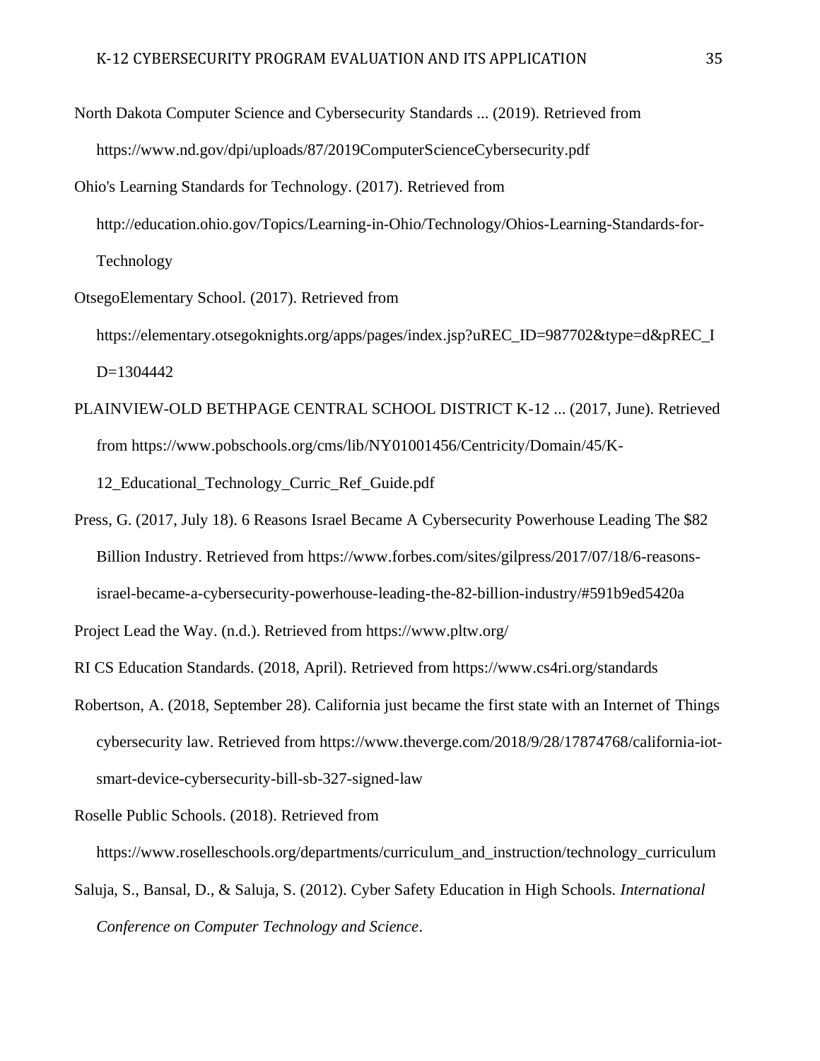North Dakota Computer Science and Cybersecurity Standards ... (2019). Retrieved from https://www.nd.gov/dpi/uploads/87/2019ComputerScienceCybersecurity.pdf

Ohio's Learning Standards for Technology. (2017). Retrieved from http://education.ohio.gov/Topics/Learning-in-Ohio/Technology/Ohios-Learning-Standards-for-Technology

OtsegoElementary School. (2017). Retrieved from https://elementary.otsegoknights.org/apps/pages/index.jsp?uREC_ID=987702&type=d&pREC_ID=1304442

PLAINVIEW-OLD BETHPAGE CENTRAL SCHOOL DISTRICT K-12 ... (2017, June). Retrieved from https://www.pobschools.org/cms/lib/NY01001456/Centricity/Domain/45/K-12_Educational_Technology_Curric_Ref_Guide.pdf

Press, G. (2017, July 18). 6 Reasons Israel Became A Cybersecurity Powerhouse Leading The $82 Billion Industry. Retrieved from https://www.forbes.com/sites/gilpress/2017/07/18/6-reasons-israel-became-a-cybersecurity-powerhouse-leading-the-82-billion-industry/#591b9ed5420a

Project Lead the Way. (n.d.). Retrieved from https://www.pltw.org/

RI CS Education Standards. (2018, April). Retrieved from https://www.cs4ri.org/standards

Robertson, A. (2018, September 28). California just became the first state with an Internet of Things cybersecurity law. Retrieved from https://www.theverge.com/2018/9/28/17874768/california-iot-smart-device-cybersecurity-bill-sb-327-signed-law

Roselle Public Schools. (2018). Retrieved from https://www.roselleschools.org/departments/curriculum_and_instruction/technology_curriculum

Saluja, S., Bansal, D., & Saluja, S. (2012). Cyber Safety Education in High Schools. *International Conference on Computer Technology and Science*.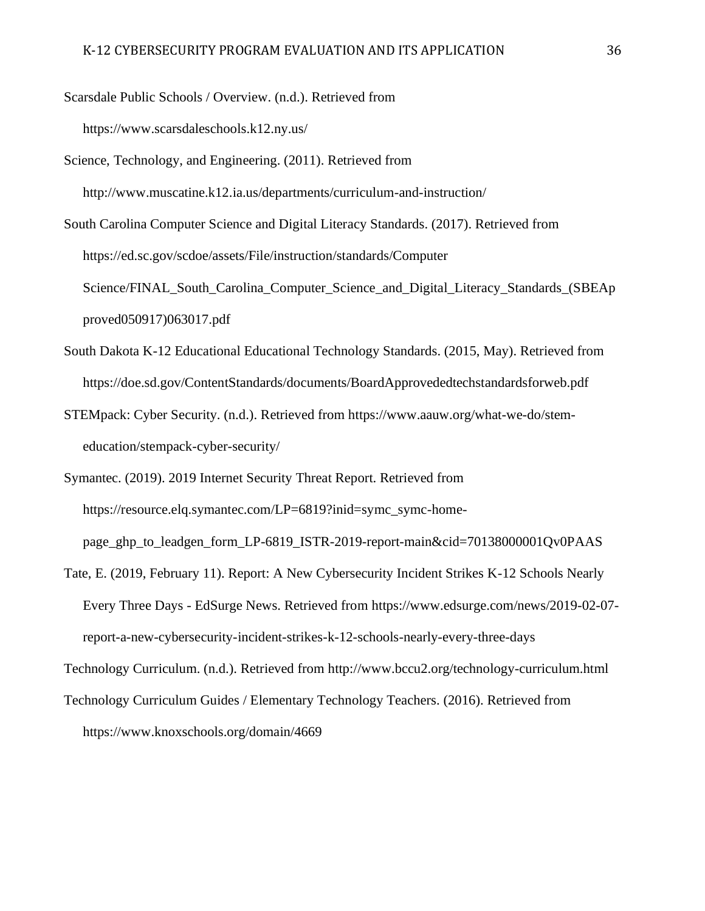Scarsdale Public Schools / Overview. (n.d.). Retrieved from https://www.scarsdaleschools.k12.ny.us/

Science, Technology, and Engineering. (2011). Retrieved from http://www.muscatine.k12.ia.us/departments/curriculum-and-instruction/

South Carolina Computer Science and Digital Literacy Standards. (2017). Retrieved from https://ed.sc.gov/scdoe/assets/File/instruction/standards/Computer Science/FINAL_South_Carolina_Computer_Science_and_Digital_Literacy_Standards_(SBEApproved050917)063017.pdf

South Dakota K-12 Educational Educational Technology Standards. (2015, May). Retrieved from https://doe.sd.gov/ContentStandards/documents/BoardApprovededtechstandardsforweb.pdf

STEMpack: Cyber Security. (n.d.). Retrieved from https://www.aauw.org/what-we-do/stem-education/stempack-cyber-security/

Symantec. (2019). 2019 Internet Security Threat Report. Retrieved from https://resource.elq.symantec.com/LP=6819?inid=symc_symc-home-page_ghp_to_leadgen_form_LP-6819_ISTR-2019-report-main&cid=70138000001Qv0PAAS

Tate, E. (2019, February 11). Report: A New Cybersecurity Incident Strikes K-12 Schools Nearly Every Three Days - EdSurge News. Retrieved from https://www.edsurge.com/news/2019-02-07-report-a-new-cybersecurity-incident-strikes-k-12-schools-nearly-every-three-days

Technology Curriculum. (n.d.). Retrieved from http://www.bccu2.org/technology-curriculum.html

Technology Curriculum Guides / Elementary Technology Teachers. (2016). Retrieved from https://www.knoxschools.org/domain/4669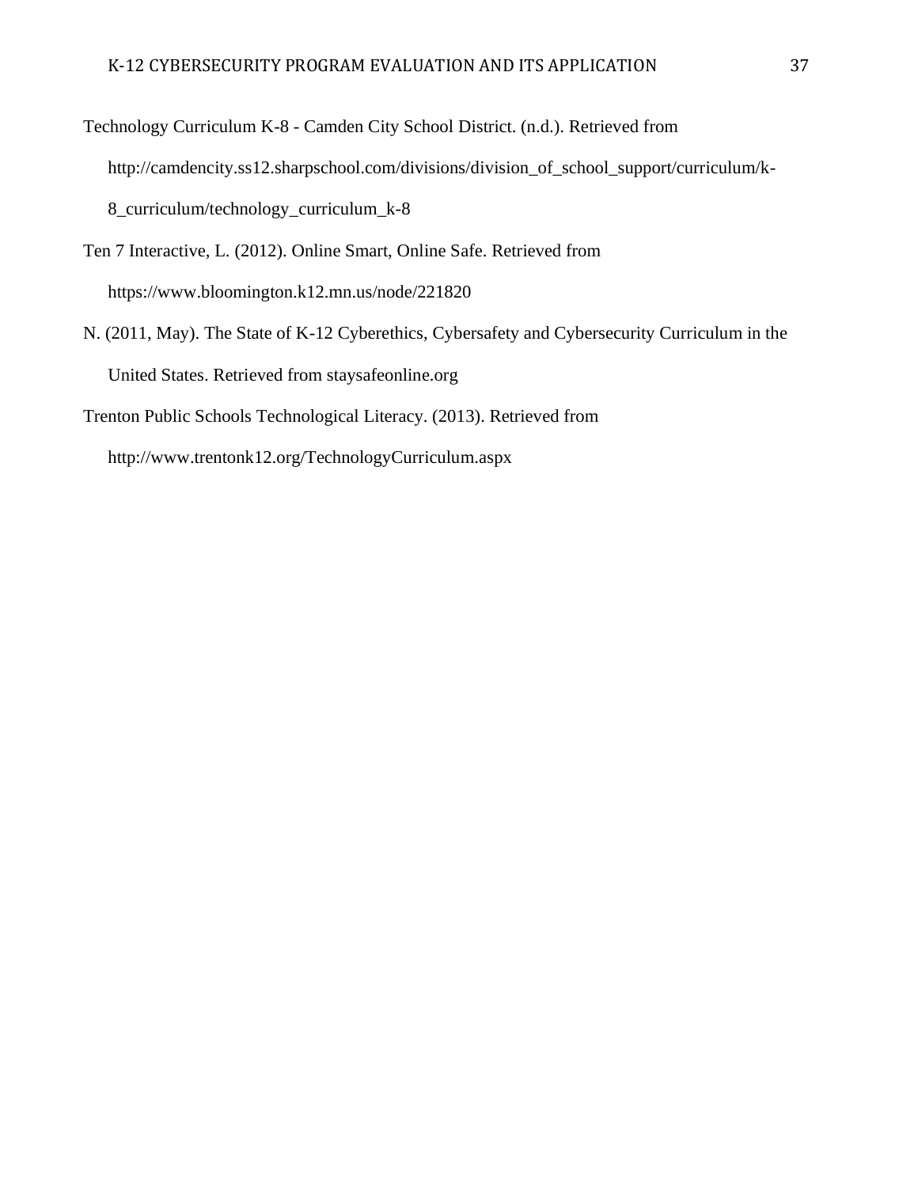Technology Curriculum K-8 - Camden City School District. (n.d.). Retrieved from http://camdencity.ss12.sharpschool.com/divisions/division_of_school_support/curriculum/k-8_curriculum/technology_curriculum_k-8

Ten 7 Interactive, L. (2012). Online Smart, Online Safe. Retrieved from https://www.bloomington.k12.mn.us/node/221820

N. (2011, May). The State of K-12 Cyberethics, Cybersafety and Cybersecurity Curriculum in the United States. Retrieved from staysafeonline.org

Trenton Public Schools Technological Literacy. (2013). Retrieved from http://www.trentonk12.org/TechnologyCurriculum.aspx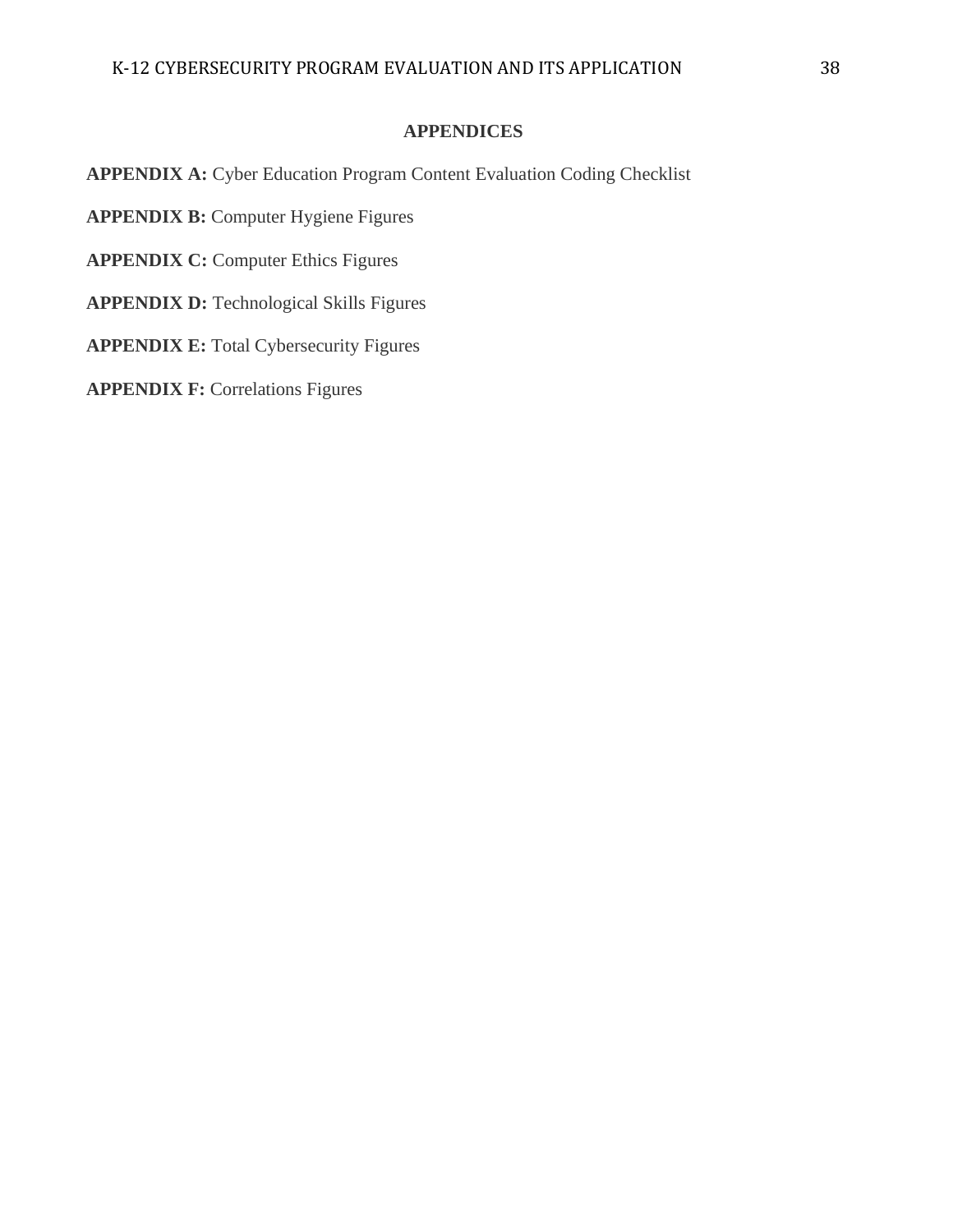# APPENDICES

**APPENDIX A:** Cyber Education Program Content Evaluation Coding Checklist

**APPENDIX B:** Computer Hygiene Figures

**APPENDIX C:** Computer Ethics Figures

**APPENDIX D:** Technological Skills Figures

**APPENDIX E:** Total Cybersecurity Figures

**APPENDIX F:** Correlations Figures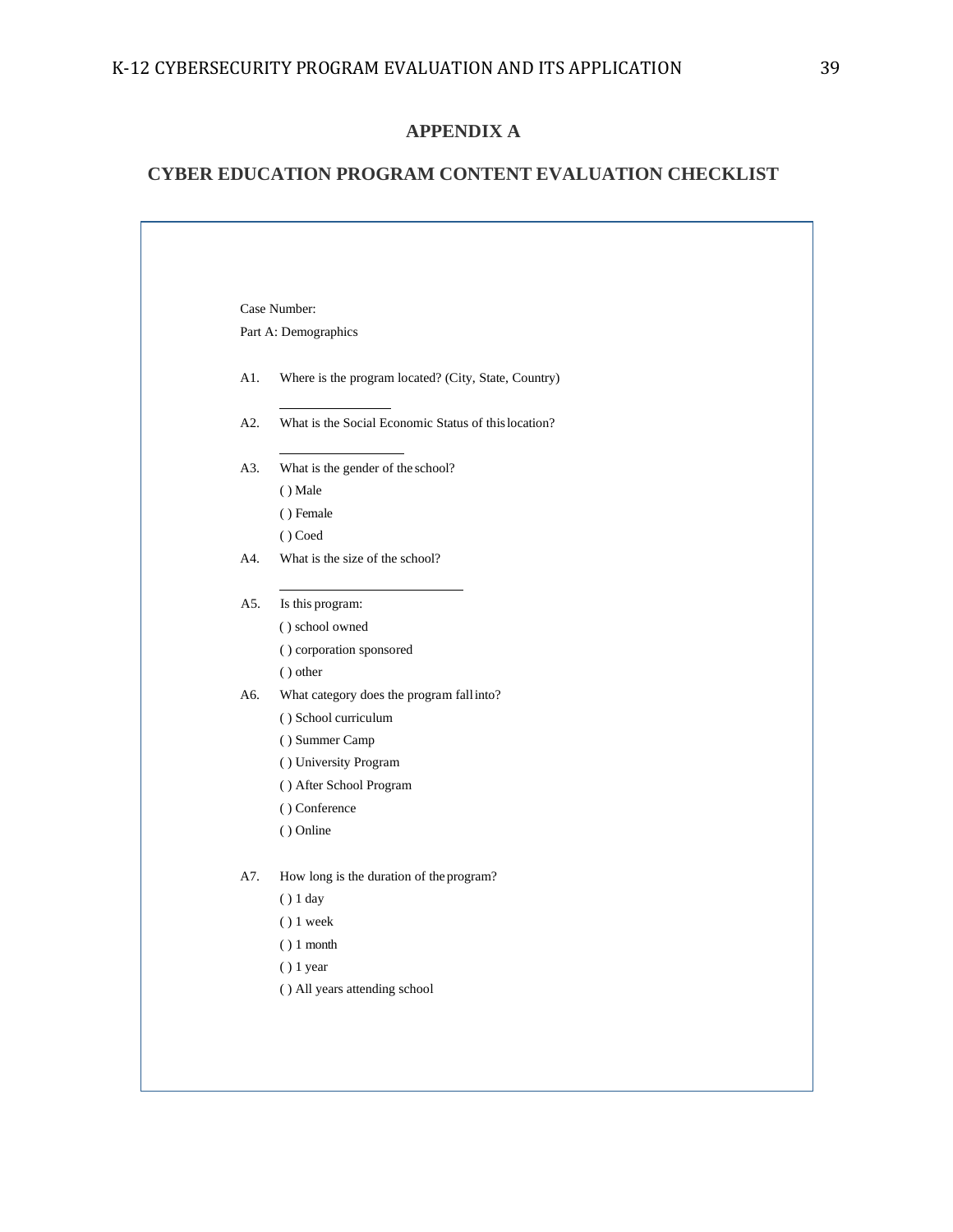# APPENDIX A

## CYBER EDUCATION PROGRAM CONTENT EVALUATION CHECKLIST

Case Number:

Part A: Demographics

A1. Where is the program located? (City, State, Country)

\_\_\_\_\_\_\_\_\_\_\_\_\_\_\_\_

A2. What is the Social Economic Status of this location?

\_\_\_\_\_\_\_\_\_\_\_\_\_\_\_\_\_\_

A3. What is the gender of the school?

( ) Male

( ) Female

( ) Coed

A4. What is the size of the school?

\_\_\_\_\_\_\_\_\_\_\_\_\_\_\_\_\_\_\_\_\_\_\_\_\_\_

A5. Is this program:

( ) school owned

( ) corporation sponsored

( ) other

A6. What category does the program fall into?

( ) School curriculum

( ) Summer Camp

( ) University Program

( ) After School Program

( ) Conference

( ) Online

A7. How long is the duration of the program?

( ) 1 day

( ) 1 week

( ) 1 month

( ) 1 year

( ) All years attending school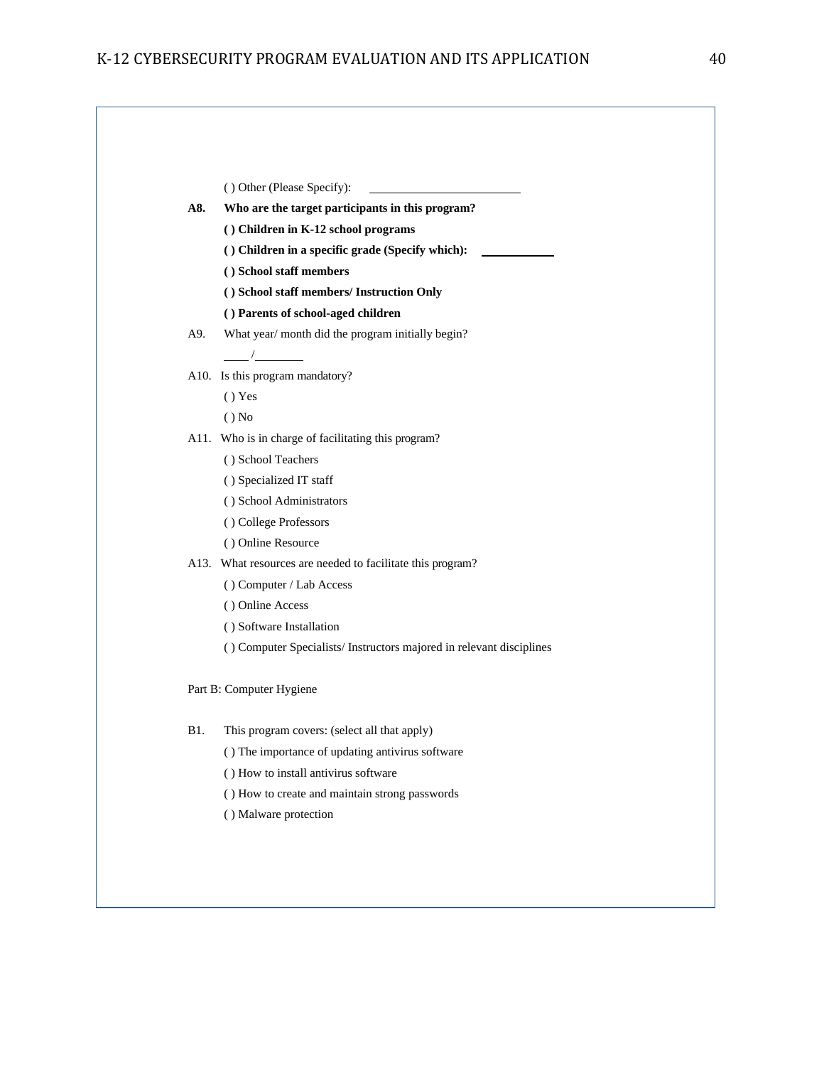( ) Other (Please Specify): ____________________

**A8. Who are the target participants in this program?**

**( ) Children in K-12 school programs**

**( ) Children in a specific grade (Specify which): __________**

**( ) School staff members**

**( ) School staff members/ Instruction Only**

**( ) Parents of school-aged children**

A9. What year/ month did the program initially begin?

____ /_______

A10. Is this program mandatory?

( ) Yes

( ) No

A11. Who is in charge of facilitating this program?

( ) School Teachers

( ) Specialized IT staff

( ) School Administrators

( ) College Professors

( ) Online Resource

A13. What resources are needed to facilitate this program?

( ) Computer / Lab Access

( ) Online Access

( ) Software Installation

( ) Computer Specialists/ Instructors majored in relevant disciplines

Part B: Computer Hygiene

B1. This program covers: (select all that apply)

( ) The importance of updating antivirus software

( ) How to install antivirus software

( ) How to create and maintain strong passwords

( ) Malware protection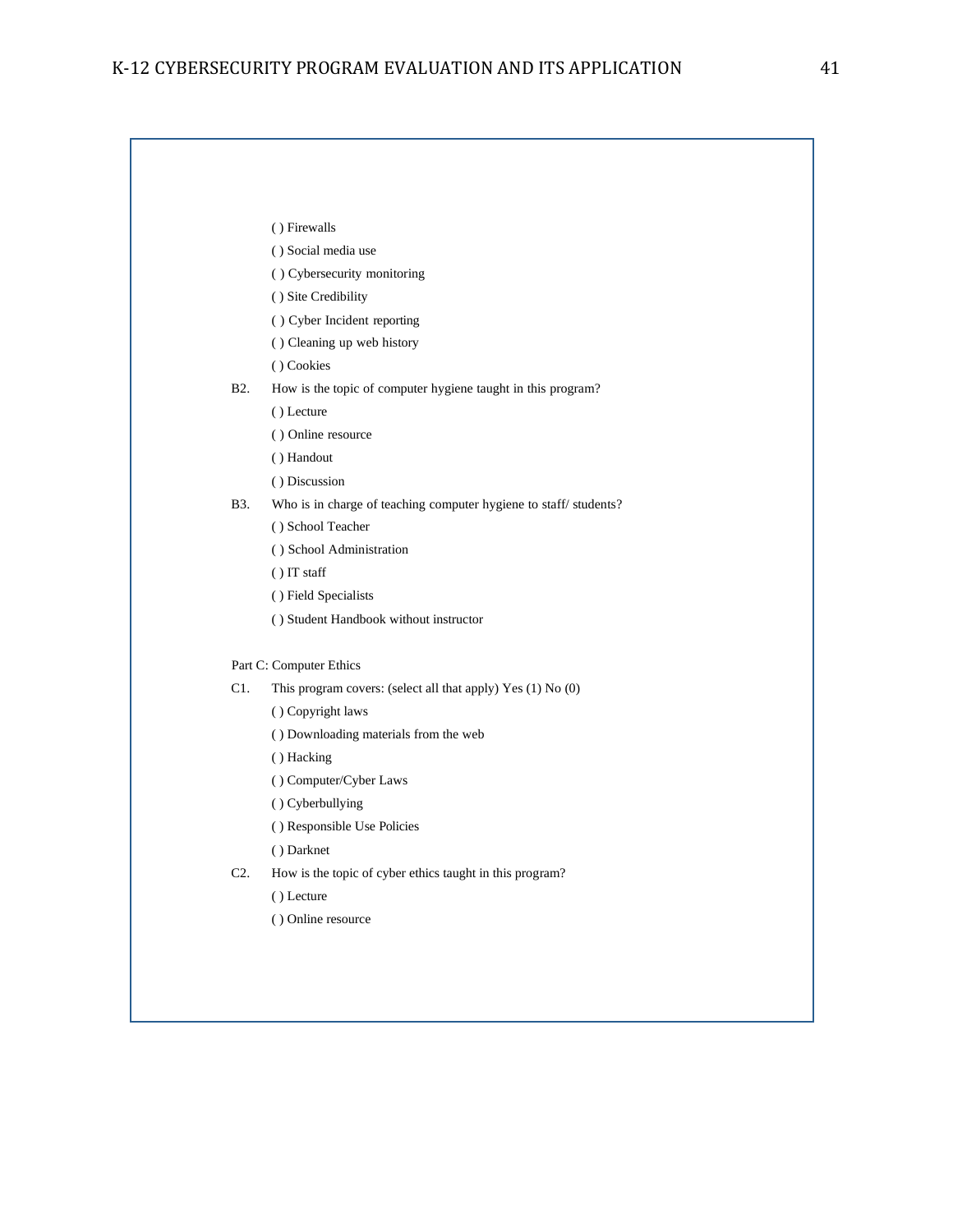( ) Firewalls

( ) Social media use

( ) Cybersecurity monitoring

( ) Site Credibility

( ) Cyber Incident reporting

( ) Cleaning up web history

( ) Cookies

B2. How is the topic of computer hygiene taught in this program?

( ) Lecture

( ) Online resource

( ) Handout

( ) Discussion

B3. Who is in charge of teaching computer hygiene to staff/ students?

( ) School Teacher

( ) School Administration

( ) IT staff

( ) Field Specialists

( ) Student Handbook without instructor

Part C: Computer Ethics

C1. This program covers: (select all that apply) Yes (1) No (0)

( ) Copyright laws

( ) Downloading materials from the web

( ) Hacking

( ) Computer/Cyber Laws

( ) Cyberbullying

( ) Responsible Use Policies

( ) Darknet

C2. How is the topic of cyber ethics taught in this program?

( ) Lecture

( ) Online resource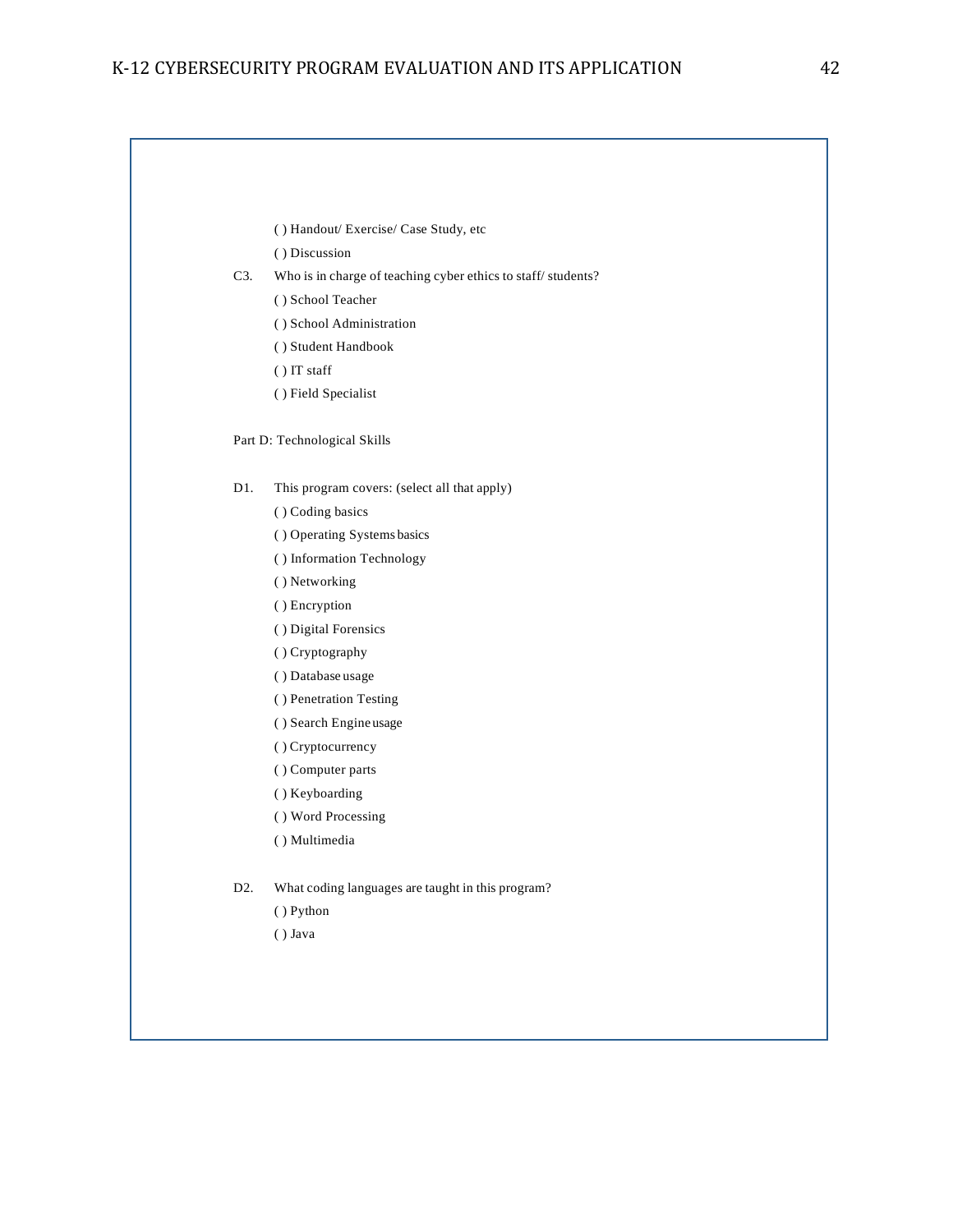( ) Handout/ Exercise/ Case Study, etc

( ) Discussion

C3. Who is in charge of teaching cyber ethics to staff/ students?

( ) School Teacher

( ) School Administration

( ) Student Handbook

( ) IT staff

( ) Field Specialist

Part D: Technological Skills

D1. This program covers: (select all that apply)

( ) Coding basics

( ) Operating Systems basics

( ) Information Technology

( ) Networking

( ) Encryption

( ) Digital Forensics

( ) Cryptography

( ) Database usage

( ) Penetration Testing

( ) Search Engine usage

( ) Cryptocurrency

( ) Computer parts

( ) Keyboarding

( ) Word Processing

( ) Multimedia

D2. What coding languages are taught in this program?

( ) Python

( ) Java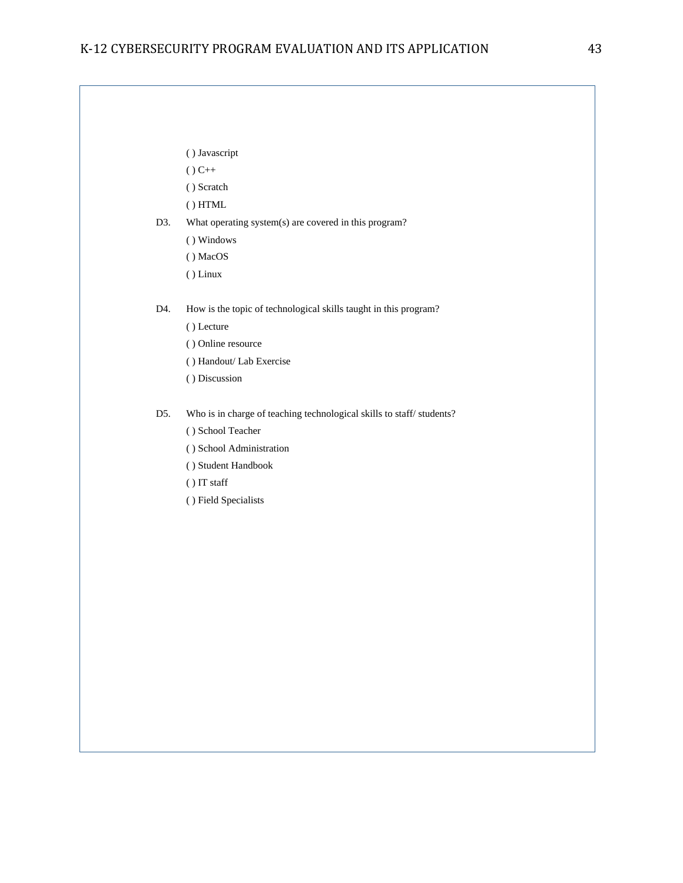( ) Javascript

( ) C++

( ) Scratch

( ) HTML

D3. What operating system(s) are covered in this program?

( ) Windows

( ) MacOS

( ) Linux

D4. How is the topic of technological skills taught in this program?

( ) Lecture

( ) Online resource

( ) Handout/ Lab Exercise

( ) Discussion

D5. Who is in charge of teaching technological skills to staff/ students?

( ) School Teacher

( ) School Administration

( ) Student Handbook

( ) IT staff

( ) Field Specialists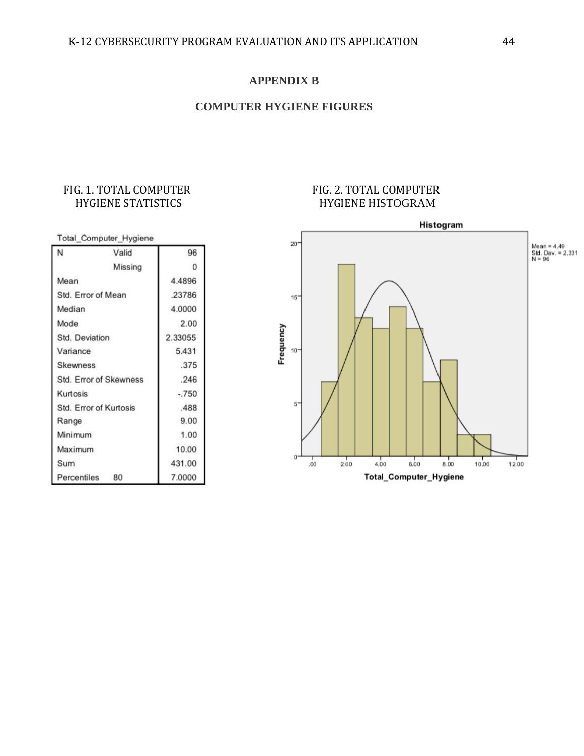# APPENDIX B

## COMPUTER HYGIENE FIGURES

FIG. 1. TOTAL COMPUTER HYGIENE STATISTICS

Total_Computer_Hygiene

| | | |
|---|---|---|
| N | Valid | 96 |
| | Missing | 0 |
| Mean | | 4.4896 |
| Std. Error of Mean | | .23786 |
| Median | | 4.0000 |
| Mode | | 2.00 |
| Std. Deviation | | 2.33055 |
| Variance | | 5.431 |
| Skewness | | .375 |
| Std. Error of Skewness | | .246 |
| Kurtosis | | -.750 |
| Std. Error of Kurtosis | | .488 |
| Range | | 9.00 |
| Minimum | | 1.00 |
| Maximum | | 10.00 |
| Sum | | 431.00 |
| Percentiles | 80 | 7.0000 |

FIG. 2. TOTAL COMPUTER HYGIENE HISTOGRAM

Histogram

Mean = 4.49
Std. Dev. = 2.331
N = 96

Frequency

Total_Computer_Hygiene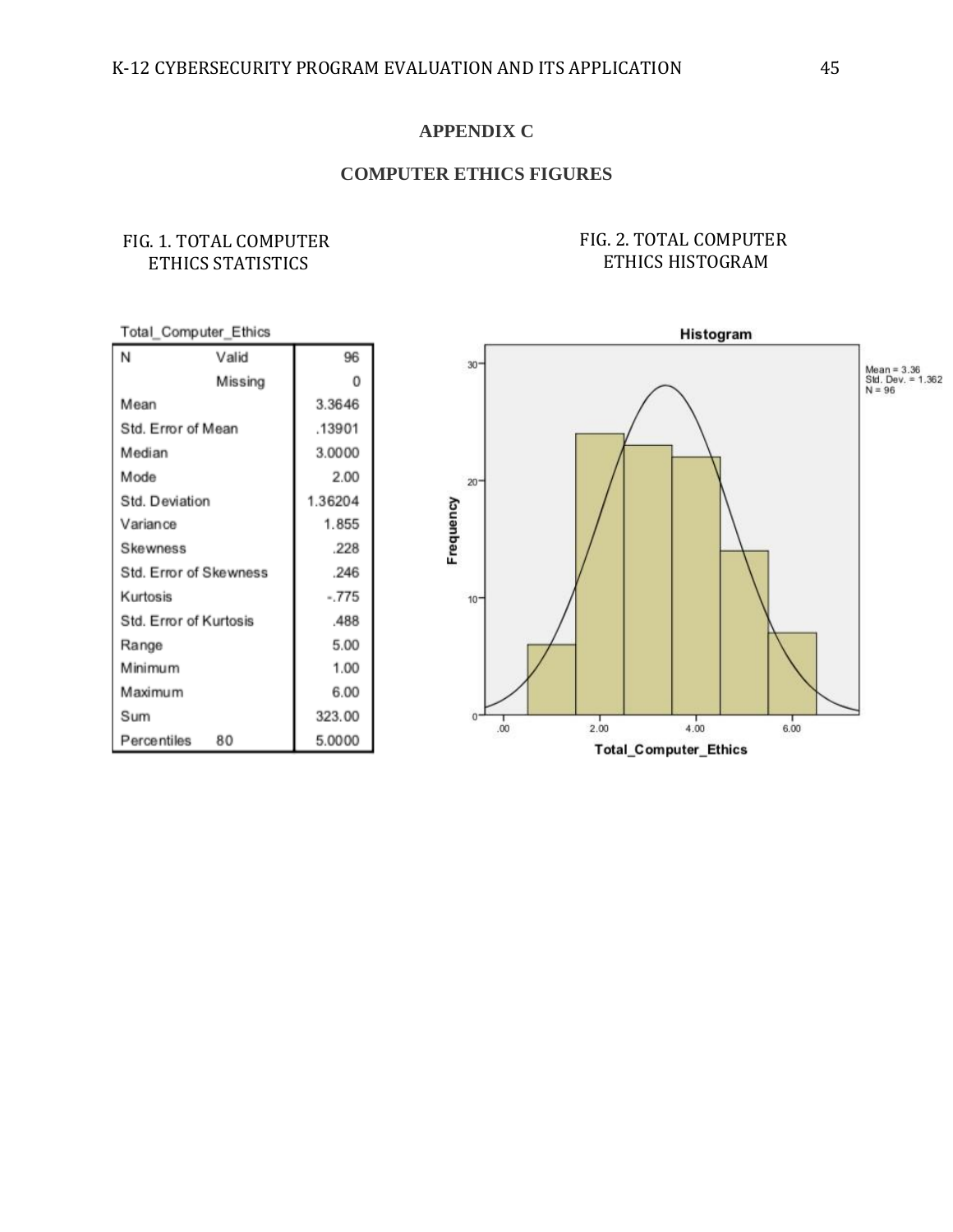# APPENDIX C

## COMPUTER ETHICS FIGURES

FIG. 1. TOTAL COMPUTER ETHICS STATISTICS

Total_Computer_Ethics

| | | |
|---|---|---|
| N | Valid | 96 |
| | Missing | 0 |
| Mean | | 3.3646 |
| Std. Error of Mean | | .13901 |
| Median | | 3.0000 |
| Mode | | 2.00 |
| Std. Deviation | | 1.36204 |
| Variance | | 1.855 |
| Skewness | | .228 |
| Std. Error of Skewness | | .246 |
| Kurtosis | | -.775 |
| Std. Error of Kurtosis | | .488 |
| Range | | 5.00 |
| Minimum | | 1.00 |
| Maximum | | 6.00 |
| Sum | | 323.00 |
| Percentiles | 80 | 5.0000 |

FIG. 2. TOTAL COMPUTER ETHICS HISTOGRAM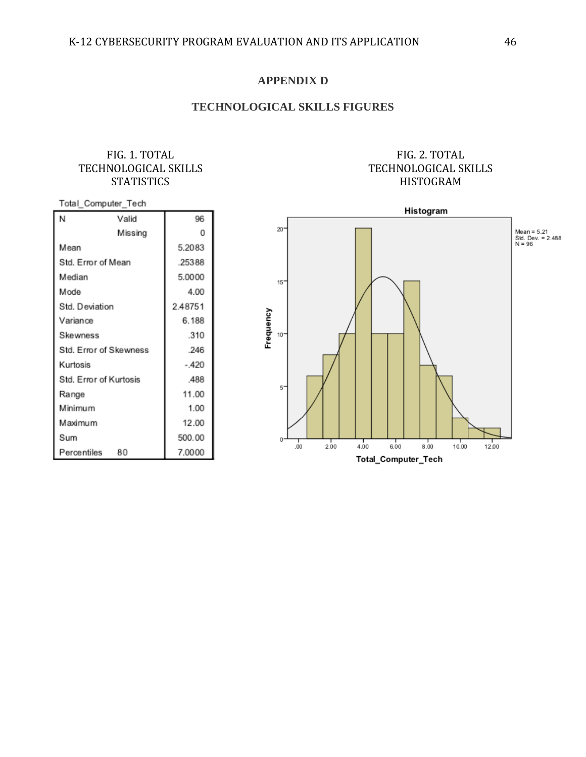## APPENDIX D

## TECHNOLOGICAL SKILLS FIGURES

FIG. 1. TOTAL TECHNOLOGICAL SKILLS STATISTICS

Total_Computer_Tech

| | | |
|---|---|---|
| N | Valid | 96 |
| | Missing | 0 |
| Mean | | 5.2083 |
| Std. Error of Mean | | .25388 |
| Median | | 5.0000 |
| Mode | | 4.00 |
| Std. Deviation | | 2.48751 |
| Variance | | 6.188 |
| Skewness | | .310 |
| Std. Error of Skewness | | .246 |
| Kurtosis | | -.420 |
| Std. Error of Kurtosis | | .488 |
| Range | | 11.00 |
| Minimum | | 1.00 |
| Maximum | | 12.00 |
| Sum | | 500.00 |
| Percentiles | 80 | 7.0000 |

FIG. 2. TOTAL TECHNOLOGICAL SKILLS HISTOGRAM

Histogram

Mean = 5.21
Std. Dev. = 2.488
N = 96

Frequency

Total_Computer_Tech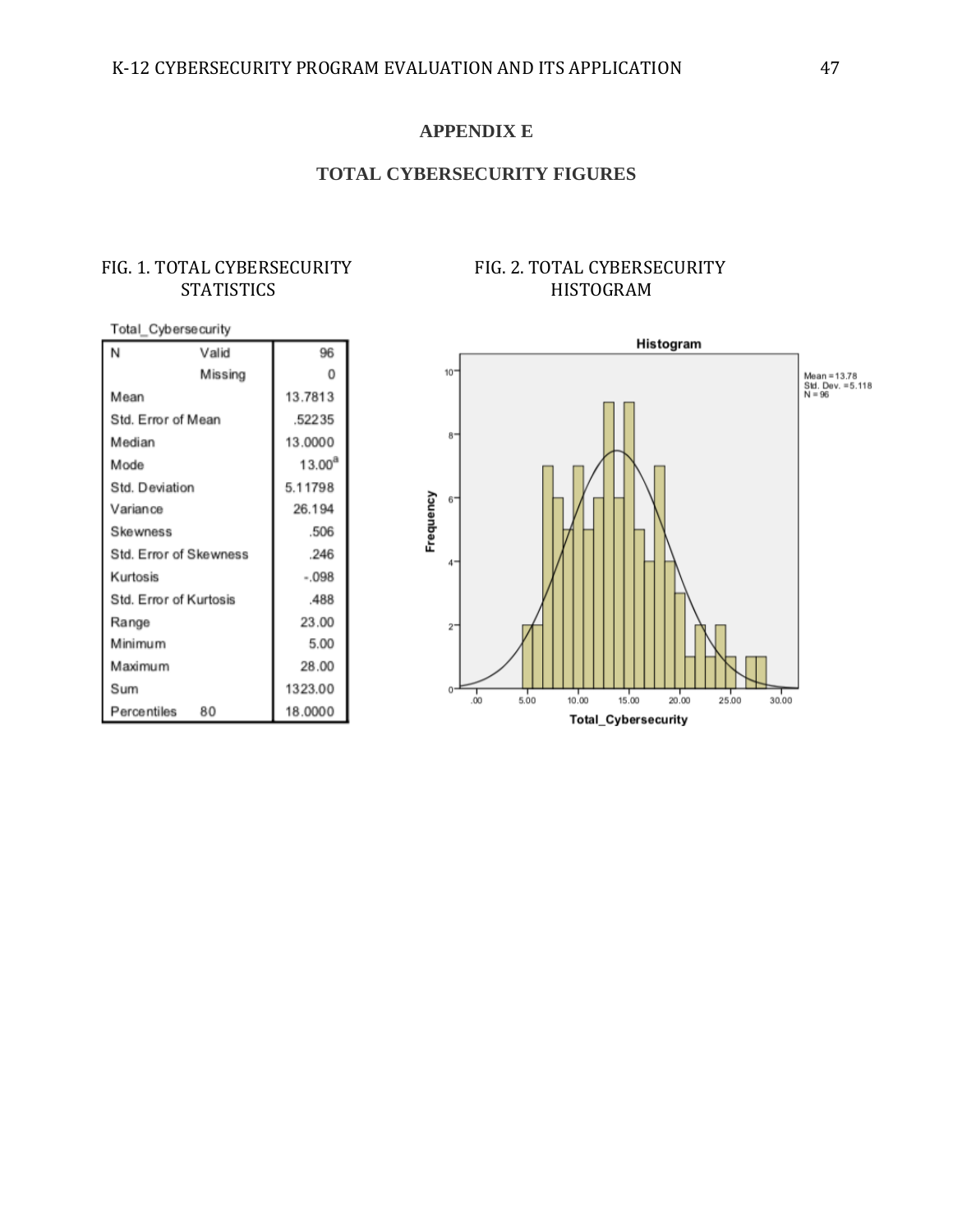# APPENDIX E

## TOTAL CYBERSECURITY FIGURES

FIG. 1. TOTAL CYBERSECURITY STATISTICS

Total_Cybersecurity

| | | |
|---|---|---|
| N | Valid | 96 |
| | Missing | 0 |
| Mean | | 13.7813 |
| Std. Error of Mean | | .52235 |
| Median | | 13.0000 |
| Mode | | 13.00[a] |
| Std. Deviation | | 5.11798 |
| Variance | | 26.194 |
| Skewness | | .506 |
| Std. Error of Skewness | | .246 |
| Kurtosis | | -.098 |
| Std. Error of Kurtosis | | .488 |
| Range | | 23.00 |
| Minimum | | 5.00 |
| Maximum | | 28.00 |
| Sum | | 1323.00 |
| Percentiles | 80 | 18.0000 |

FIG. 2. TOTAL CYBERSECURITY HISTOGRAM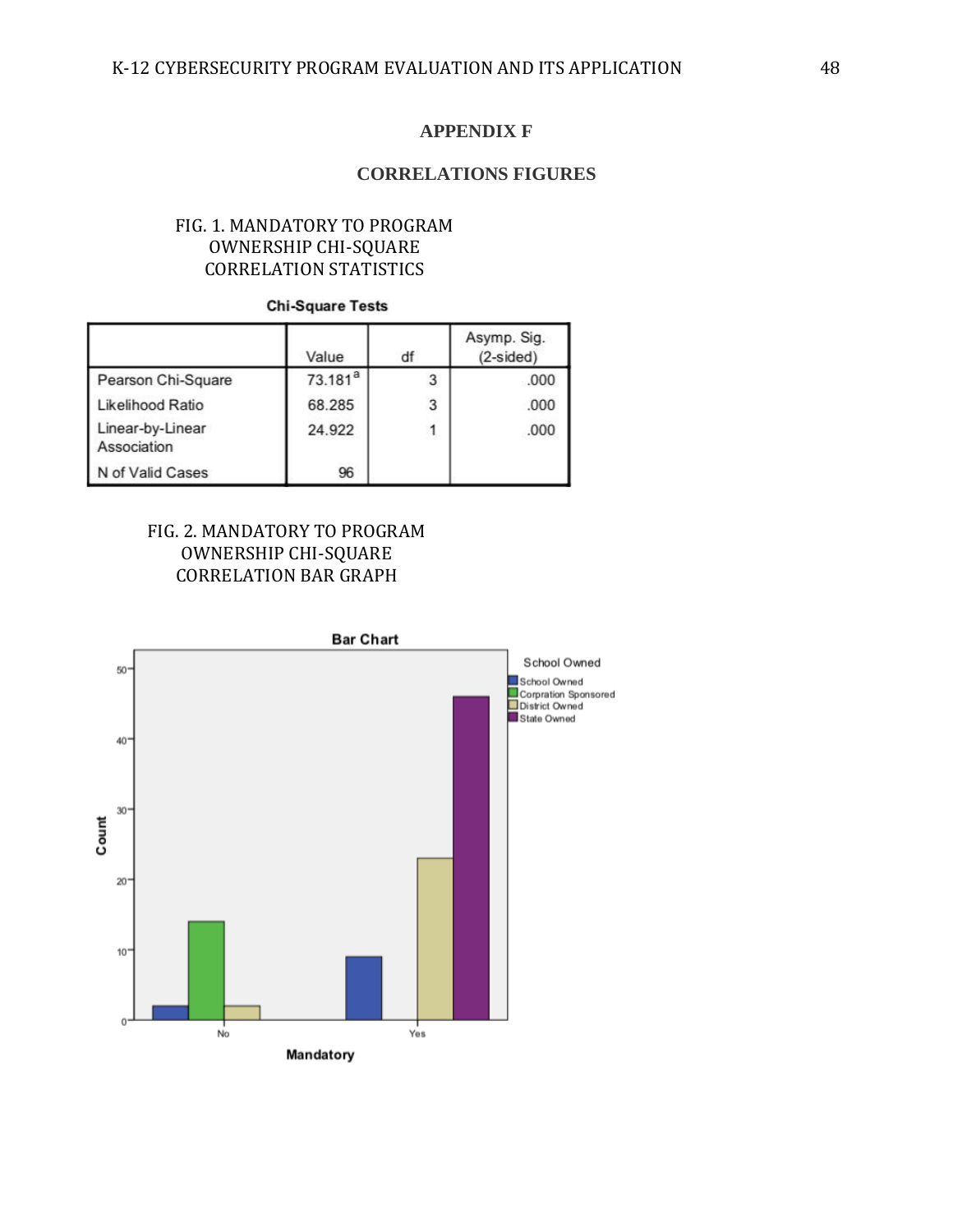# APPENDIX F

## CORRELATIONS FIGURES

FIG. 1. MANDATORY TO PROGRAM OWNERSHIP CHI-SQUARE CORRELATION STATISTICS

**Chi-Square Tests**

| | Value | df | Asymp. Sig. (2-sided) |
|---|---|---|---|
| Pearson Chi-Square | 73.181[a] | 3 | .000 |
| Likelihood Ratio | 68.285 | 3 | .000 |
| Linear-by-Linear Association | 24.922 | 1 | .000 |
| N of Valid Cases | 96 | | |

FIG. 2. MANDATORY TO PROGRAM OWNERSHIP CHI-SQUARE CORRELATION BAR GRAPH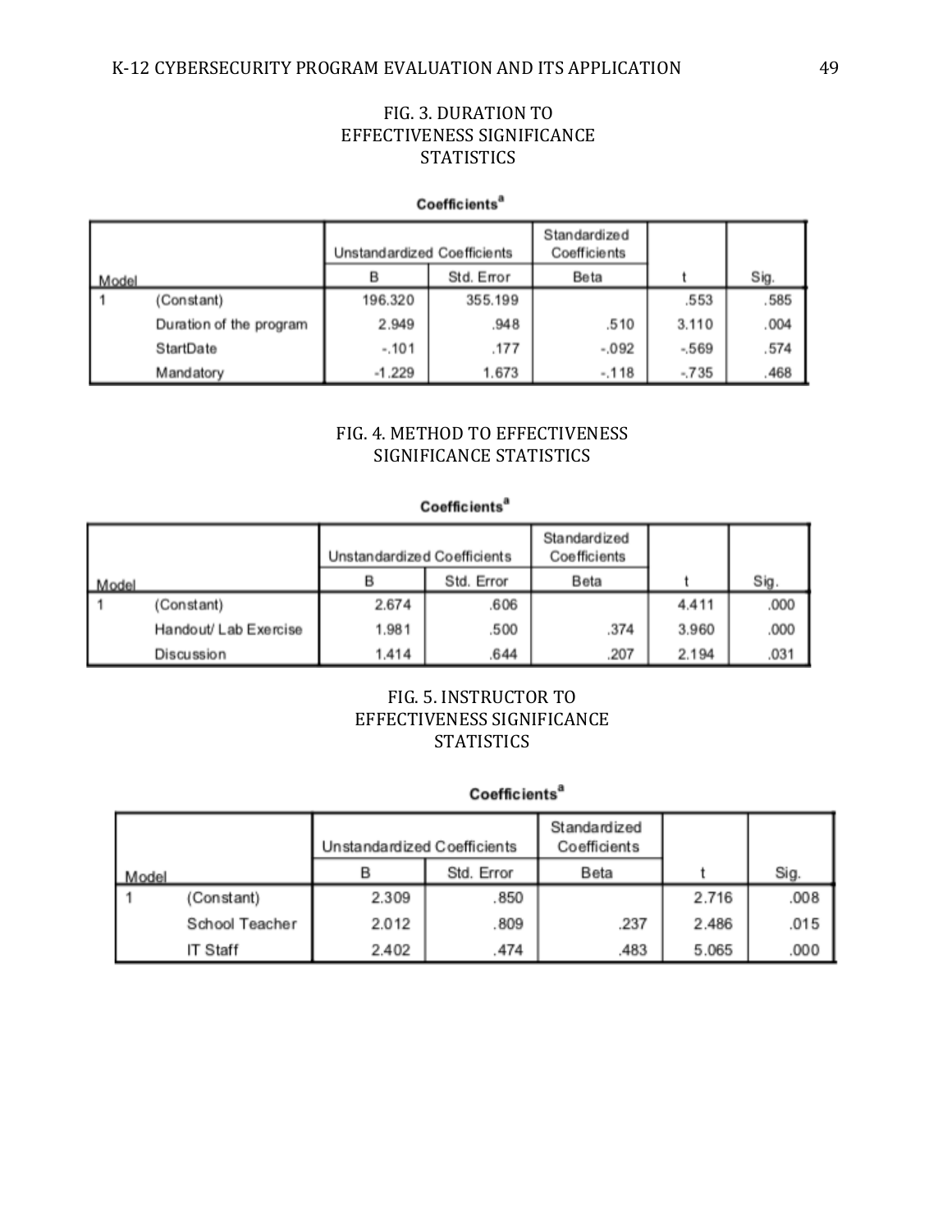FIG. 3. DURATION TO EFFECTIVENESS SIGNIFICANCE STATISTICS

**Coefficients[a]**

| Model | | Unstandardized Coefficients | | Standardized Coefficients | t | Sig. |
|---|---|---|---|---|---|---|
| | | B | Std. Error | Beta | | |
| 1 | (Constant) | 196.320 | 355.199 | | .553 | .585 |
| | Duration of the program | 2.949 | .948 | .510 | 3.110 | .004 |
| | StartDate | -.101 | .177 | -.092 | -.569 | .574 |
| | Mandatory | -1.229 | 1.673 | -.118 | -.735 | .468 |

FIG. 4. METHOD TO EFFECTIVENESS SIGNIFICANCE STATISTICS

**Coefficients[a]**

| Model | | Unstandardized Coefficients | | Standardized Coefficients | t | Sig. |
|---|---|---|---|---|---|---|
| | | B | Std. Error | Beta | | |
| 1 | (Constant) | 2.674 | .606 | | 4.411 | .000 |
| | Handout/ Lab Exercise | 1.981 | .500 | .374 | 3.960 | .000 |
| | Discussion | 1.414 | .644 | .207 | 2.194 | .031 |

FIG. 5. INSTRUCTOR TO EFFECTIVENESS SIGNIFICANCE STATISTICS

**Coefficients[a]**

| Model | | Unstandardized Coefficients | | Standardized Coefficients | t | Sig. |
|---|---|---|---|---|---|---|
| | | B | Std. Error | Beta | | |
| 1 | (Constant) | 2.309 | .850 | | 2.716 | .008 |
| | School Teacher | 2.012 | .809 | .237 | 2.486 | .015 |
| | IT Staff | 2.402 | .474 | .483 | 5.065 | .000 |